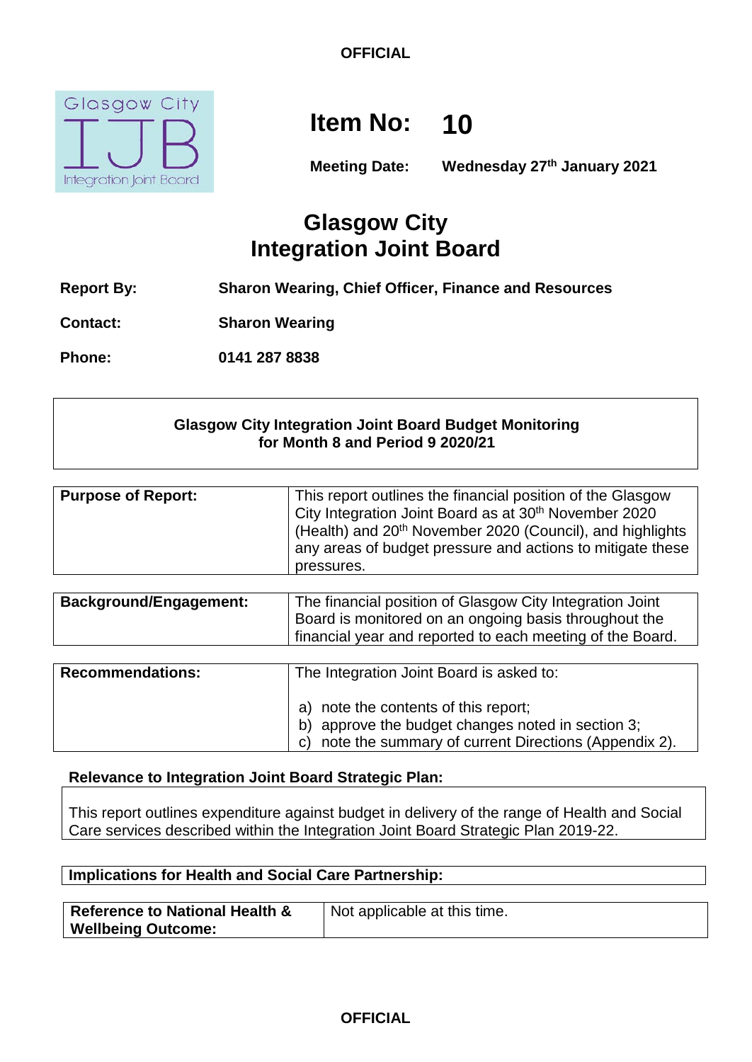**OFFICIAL**

# Item No: 10

**Meeting Date:** **Wednesday 27th January 2021**

## Glasgow City Integration Joint Board

| | |
|---|---|
| **Report By:** | **Sharon Wearing, Chief Officer, Finance and Resources** |
| **Contact:** | **Sharon Wearing** |
| **Phone:** | **0141 287 8838** |

**Glasgow City Integration Joint Board Budget Monitoring for Month 8 and Period 9 2020/21**

| | |
|---|---|
| **Purpose of Report:** | This report outlines the financial position of the Glasgow City Integration Joint Board as at 30th November 2020 (Health) and 20th November 2020 (Council), and highlights any areas of budget pressure and actions to mitigate these pressures. |

| | |
|---|---|
| **Background/Engagement:** | The financial position of Glasgow City Integration Joint Board is monitored on an ongoing basis throughout the financial year and reported to each meeting of the Board. |

| | |
|---|---|
| **Recommendations:** | The Integration Joint Board is asked to:<br><br>a) note the contents of this report;<br>b) approve the budget changes noted in section 3;<br>c) note the summary of current Directions (Appendix 2). |

**Relevance to Integration Joint Board Strategic Plan:**

This report outlines expenditure against budget in delivery of the range of Health and Social Care services described within the Integration Joint Board Strategic Plan 2019-22.

**Implications for Health and Social Care Partnership:**

| | |
|---|---|
| **Reference to National Health & Wellbeing Outcome:** | Not applicable at this time. |

**OFFICIAL**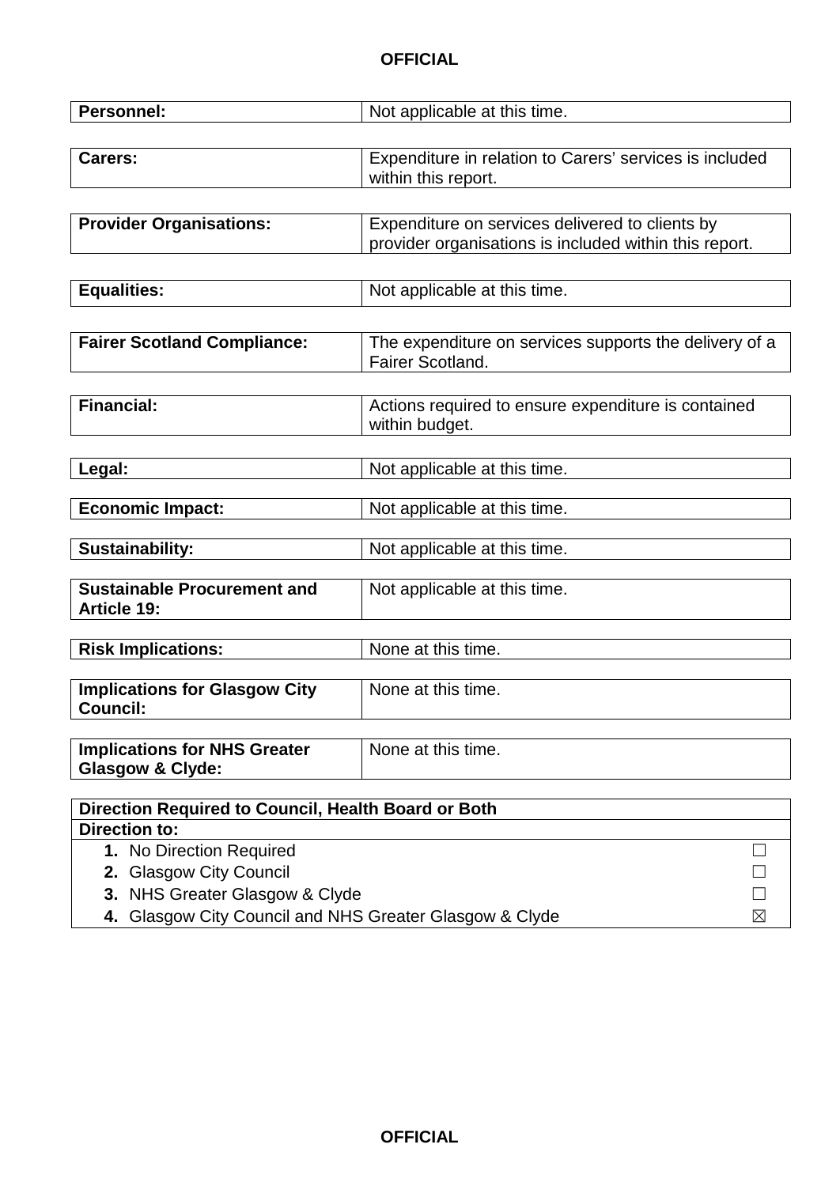| | |
|---|---|
| **Personnel:** | Not applicable at this time. |
| **Carers:** | Expenditure in relation to Carers' services is included within this report. |
| **Provider Organisations:** | Expenditure on services delivered to clients by provider organisations is included within this report. |
| **Equalities:** | Not applicable at this time. |
| **Fairer Scotland Compliance:** | The expenditure on services supports the delivery of a Fairer Scotland. |
| **Financial:** | Actions required to ensure expenditure is contained within budget. |
| **Legal:** | Not applicable at this time. |
| **Economic Impact:** | Not applicable at this time. |
| **Sustainability:** | Not applicable at this time. |
| **Sustainable Procurement and Article 19:** | Not applicable at this time. |
| **Risk Implications:** | None at this time. |
| **Implications for Glasgow City Council:** | None at this time. |
| **Implications for NHS Greater Glasgow & Clyde:** | None at this time. |

| **Direction Required to Council, Health Board or Both** | |
|---|---|
| **Direction to:** | |
| **1.** No Direction Required | ☐ |
| **2.** Glasgow City Council | ☐ |
| **3.** NHS Greater Glasgow & Clyde | ☐ |
| **4.** Glasgow City Council and NHS Greater Glasgow & Clyde | ☒ |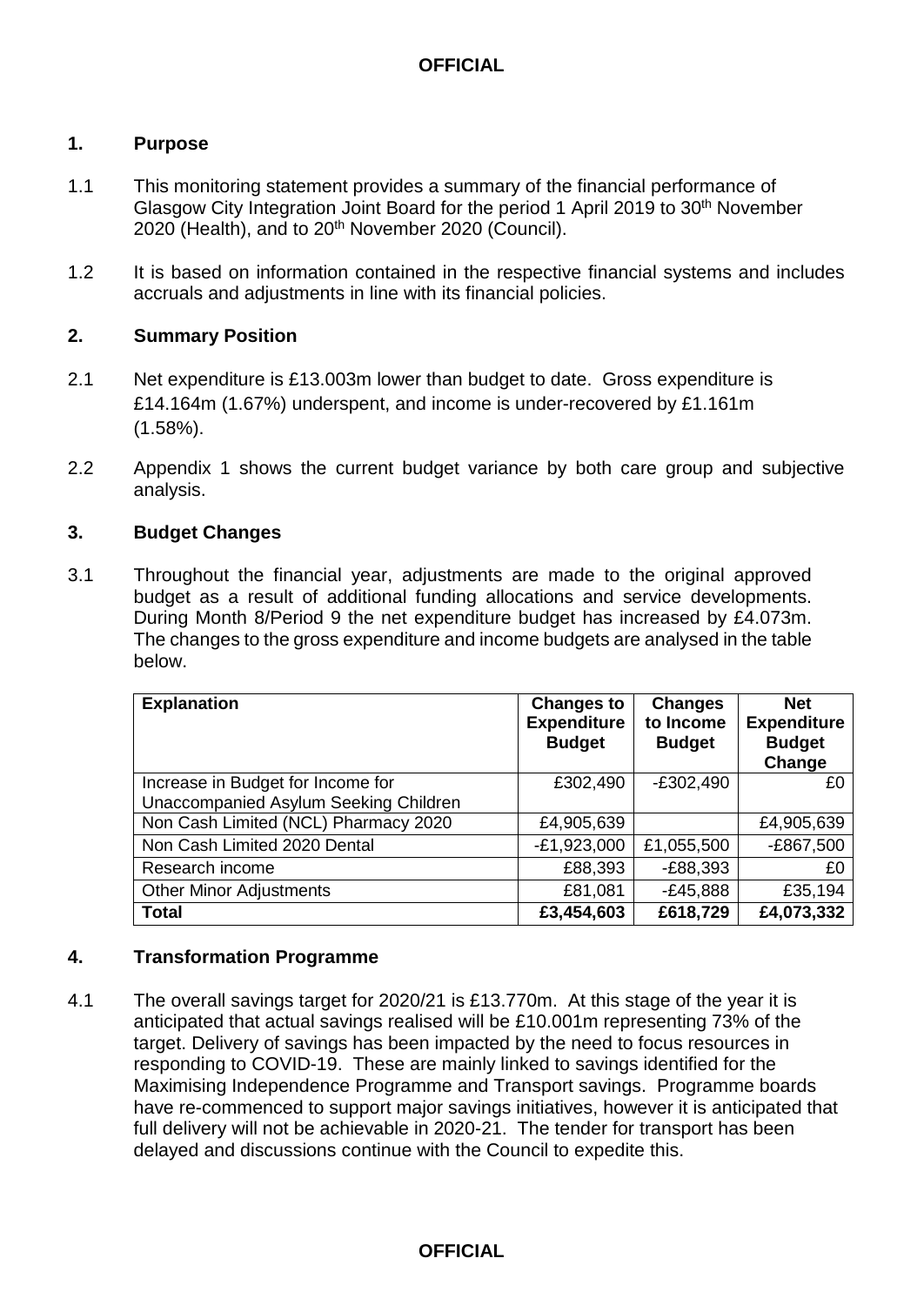## 1. Purpose

1.1 This monitoring statement provides a summary of the financial performance of Glasgow City Integration Joint Board for the period 1 April 2019 to 30th November 2020 (Health), and to 20th November 2020 (Council).

1.2 It is based on information contained in the respective financial systems and includes accruals and adjustments in line with its financial policies.

## 2. Summary Position

2.1 Net expenditure is £13.003m lower than budget to date. Gross expenditure is £14.164m (1.67%) underspent, and income is under-recovered by £1.161m (1.58%).

2.2 Appendix 1 shows the current budget variance by both care group and subjective analysis.

## 3. Budget Changes

3.1 Throughout the financial year, adjustments are made to the original approved budget as a result of additional funding allocations and service developments. During Month 8/Period 9 the net expenditure budget has increased by £4.073m. The changes to the gross expenditure and income budgets are analysed in the table below.

| Explanation | Changes to Expenditure Budget | Changes to Income Budget | Net Expenditure Budget Change |
|---|---|---|---|
| Increase in Budget for Income for Unaccompanied Asylum Seeking Children | £302,490 | -£302,490 | £0 |
| Non Cash Limited (NCL) Pharmacy 2020 | £4,905,639 | | £4,905,639 |
| Non Cash Limited 2020 Dental | -£1,923,000 | £1,055,500 | -£867,500 |
| Research income | £88,393 | -£88,393 | £0 |
| Other Minor Adjustments | £81,081 | -£45,888 | £35,194 |
| **Total** | **£3,454,603** | **£618,729** | **£4,073,332** |

## 4. Transformation Programme

4.1 The overall savings target for 2020/21 is £13.770m. At this stage of the year it is anticipated that actual savings realised will be £10.001m representing 73% of the target. Delivery of savings has been impacted by the need to focus resources in responding to COVID-19. These are mainly linked to savings identified for the Maximising Independence Programme and Transport savings. Programme boards have re-commenced to support major savings initiatives, however it is anticipated that full delivery will not be achievable in 2020-21. The tender for transport has been delayed and discussions continue with the Council to expedite this.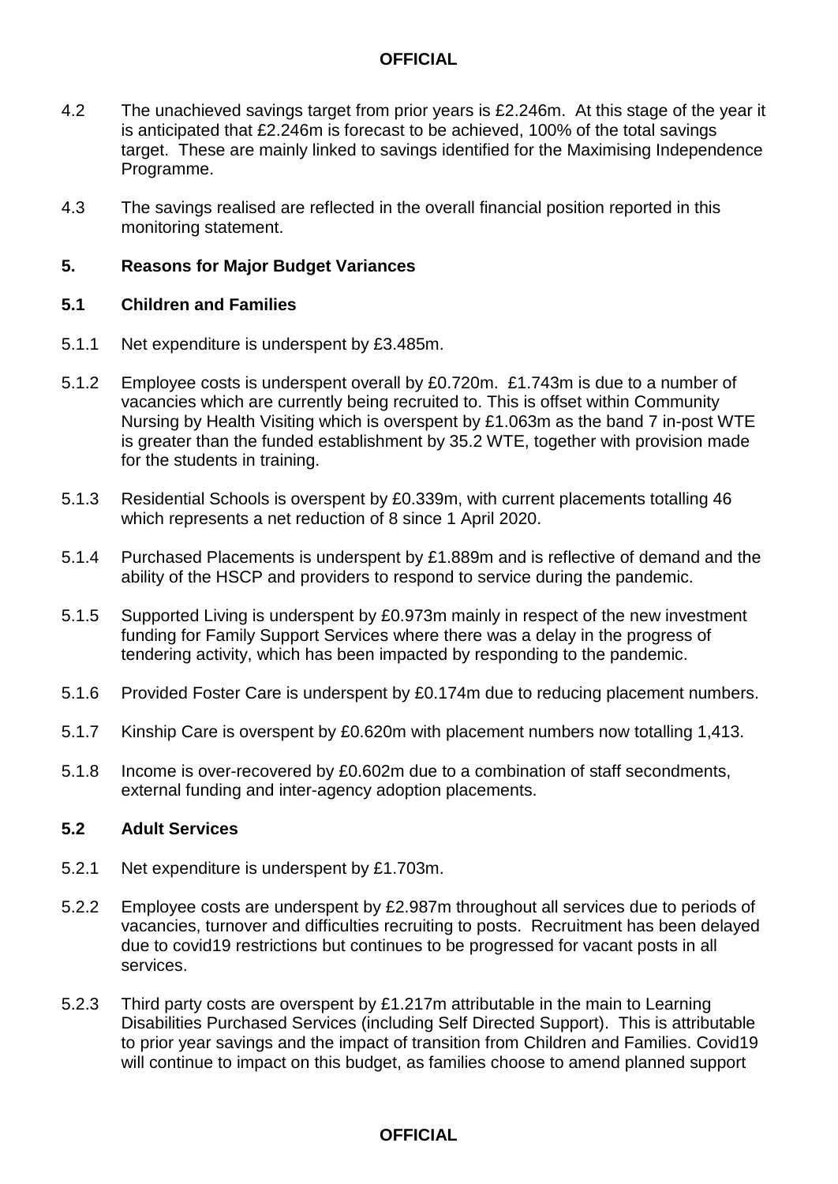4.2 The unachieved savings target from prior years is £2.246m. At this stage of the year it is anticipated that £2.246m is forecast to be achieved, 100% of the total savings target. These are mainly linked to savings identified for the Maximising Independence Programme.

4.3 The savings realised are reflected in the overall financial position reported in this monitoring statement.

## 5. Reasons for Major Budget Variances

### 5.1 Children and Families

5.1.1 Net expenditure is underspent by £3.485m.

5.1.2 Employee costs is underspent overall by £0.720m. £1.743m is due to a number of vacancies which are currently being recruited to. This is offset within Community Nursing by Health Visiting which is overspent by £1.063m as the band 7 in-post WTE is greater than the funded establishment by 35.2 WTE, together with provision made for the students in training.

5.1.3 Residential Schools is overspent by £0.339m, with current placements totalling 46 which represents a net reduction of 8 since 1 April 2020.

5.1.4 Purchased Placements is underspent by £1.889m and is reflective of demand and the ability of the HSCP and providers to respond to service during the pandemic.

5.1.5 Supported Living is underspent by £0.973m mainly in respect of the new investment funding for Family Support Services where there was a delay in the progress of tendering activity, which has been impacted by responding to the pandemic.

5.1.6 Provided Foster Care is underspent by £0.174m due to reducing placement numbers.

5.1.7 Kinship Care is overspent by £0.620m with placement numbers now totalling 1,413.

5.1.8 Income is over-recovered by £0.602m due to a combination of staff secondments, external funding and inter-agency adoption placements.

### 5.2 Adult Services

5.2.1 Net expenditure is underspent by £1.703m.

5.2.2 Employee costs are underspent by £2.987m throughout all services due to periods of vacancies, turnover and difficulties recruiting to posts. Recruitment has been delayed due to covid19 restrictions but continues to be progressed for vacant posts in all services.

5.2.3 Third party costs are overspent by £1.217m attributable in the main to Learning Disabilities Purchased Services (including Self Directed Support). This is attributable to prior year savings and the impact of transition from Children and Families. Covid19 will continue to impact on this budget, as families choose to amend planned support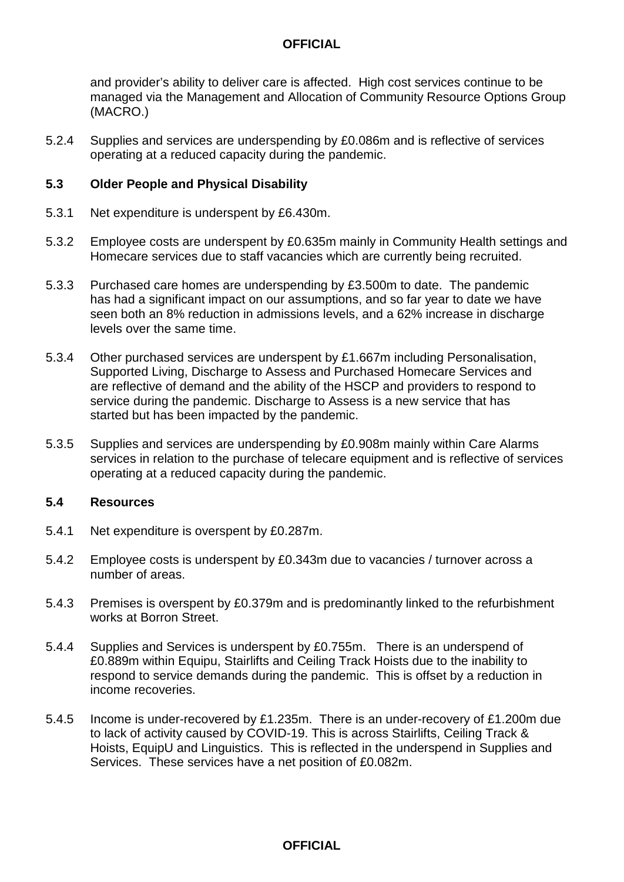and provider's ability to deliver care is affected. High cost services continue to be managed via the Management and Allocation of Community Resource Options Group (MACRO.)

5.2.4 Supplies and services are underspending by £0.086m and is reflective of services operating at a reduced capacity during the pandemic.

### 5.3 Older People and Physical Disability

5.3.1 Net expenditure is underspent by £6.430m.

5.3.2 Employee costs are underspent by £0.635m mainly in Community Health settings and Homecare services due to staff vacancies which are currently being recruited.

5.3.3 Purchased care homes are underspending by £3.500m to date. The pandemic has had a significant impact on our assumptions, and so far year to date we have seen both an 8% reduction in admissions levels, and a 62% increase in discharge levels over the same time.

5.3.4 Other purchased services are underspent by £1.667m including Personalisation, Supported Living, Discharge to Assess and Purchased Homecare Services and are reflective of demand and the ability of the HSCP and providers to respond to service during the pandemic. Discharge to Assess is a new service that has started but has been impacted by the pandemic.

5.3.5 Supplies and services are underspending by £0.908m mainly within Care Alarms services in relation to the purchase of telecare equipment and is reflective of services operating at a reduced capacity during the pandemic.

### 5.4 Resources

5.4.1 Net expenditure is overspent by £0.287m.

5.4.2 Employee costs is underspent by £0.343m due to vacancies / turnover across a number of areas.

5.4.3 Premises is overspent by £0.379m and is predominantly linked to the refurbishment works at Borron Street.

5.4.4 Supplies and Services is underspent by £0.755m. There is an underspend of £0.889m within Equipu, Stairlifts and Ceiling Track Hoists due to the inability to respond to service demands during the pandemic. This is offset by a reduction in income recoveries.

5.4.5 Income is under-recovered by £1.235m. There is an under-recovery of £1.200m due to lack of activity caused by COVID-19. This is across Stairlifts, Ceiling Track & Hoists, EquipU and Linguistics. This is reflected in the underspend in Supplies and Services. These services have a net position of £0.082m.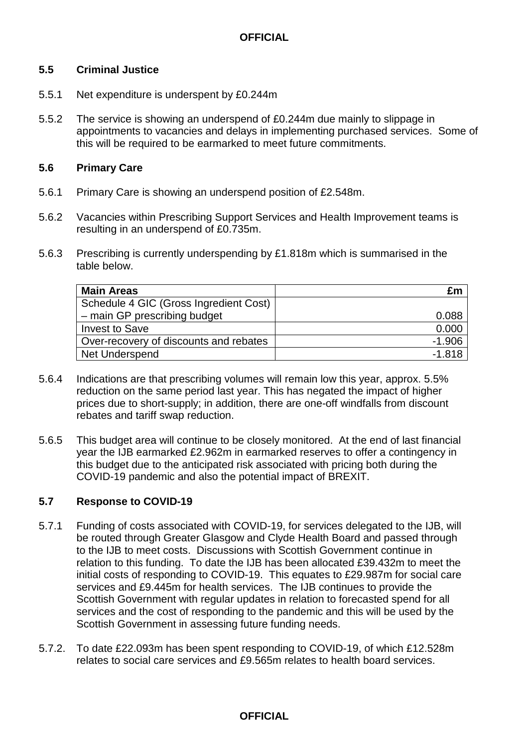## 5.5 Criminal Justice

5.5.1 Net expenditure is underspent by £0.244m

5.5.2 The service is showing an underspend of £0.244m due mainly to slippage in appointments to vacancies and delays in implementing purchased services. Some of this will be required to be earmarked to meet future commitments.

## 5.6 Primary Care

5.6.1 Primary Care is showing an underspend position of £2.548m.

5.6.2 Vacancies within Prescribing Support Services and Health Improvement teams is resulting in an underspend of £0.735m.

5.6.3 Prescribing is currently underspending by £1.818m which is summarised in the table below.

| Main Areas | £m |
|---|---|
| Schedule 4 GIC (Gross Ingredient Cost) – main GP prescribing budget | 0.088 |
| Invest to Save | 0.000 |
| Over-recovery of discounts and rebates | -1.906 |
| Net Underspend | -1.818 |

5.6.4 Indications are that prescribing volumes will remain low this year, approx. 5.5% reduction on the same period last year. This has negated the impact of higher prices due to short-supply; in addition, there are one-off windfalls from discount rebates and tariff swap reduction.

5.6.5 This budget area will continue to be closely monitored. At the end of last financial year the IJB earmarked £2.962m in earmarked reserves to offer a contingency in this budget due to the anticipated risk associated with pricing both during the COVID-19 pandemic and also the potential impact of BREXIT.

## 5.7 Response to COVID-19

5.7.1 Funding of costs associated with COVID-19, for services delegated to the IJB, will be routed through Greater Glasgow and Clyde Health Board and passed through to the IJB to meet costs. Discussions with Scottish Government continue in relation to this funding. To date the IJB has been allocated £39.432m to meet the initial costs of responding to COVID-19. This equates to £29.987m for social care services and £9.445m for health services. The IJB continues to provide the Scottish Government with regular updates in relation to forecasted spend for all services and the cost of responding to the pandemic and this will be used by the Scottish Government in assessing future funding needs.

5.7.2. To date £22.093m has been spent responding to COVID-19, of which £12.528m relates to social care services and £9.565m relates to health board services.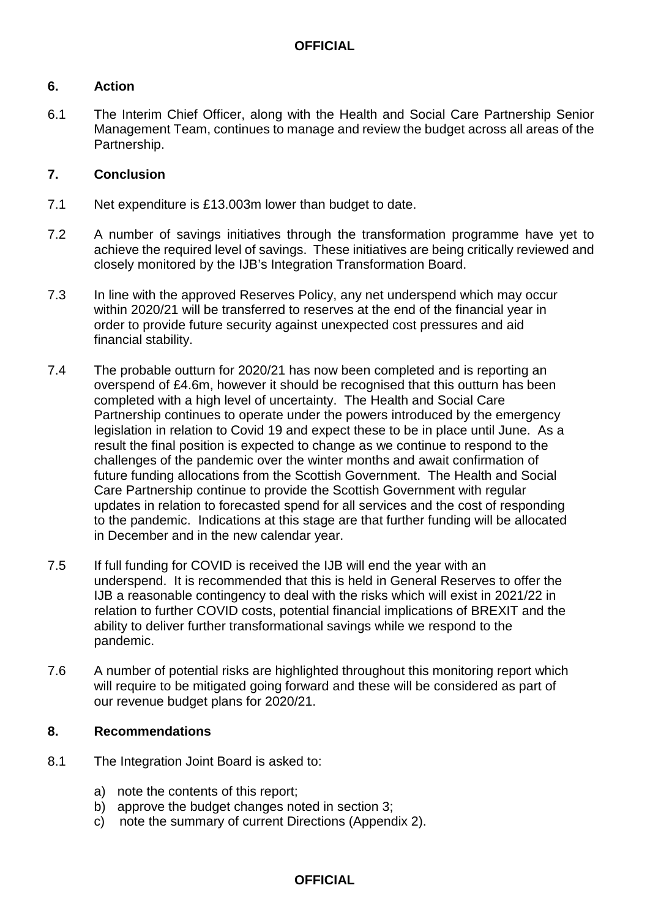## 6. Action

6.1 The Interim Chief Officer, along with the Health and Social Care Partnership Senior Management Team, continues to manage and review the budget across all areas of the Partnership.

## 7. Conclusion

7.1 Net expenditure is £13.003m lower than budget to date.

7.2 A number of savings initiatives through the transformation programme have yet to achieve the required level of savings. These initiatives are being critically reviewed and closely monitored by the IJB's Integration Transformation Board.

7.3 In line with the approved Reserves Policy, any net underspend which may occur within 2020/21 will be transferred to reserves at the end of the financial year in order to provide future security against unexpected cost pressures and aid financial stability.

7.4 The probable outturn for 2020/21 has now been completed and is reporting an overspend of £4.6m, however it should be recognised that this outturn has been completed with a high level of uncertainty. The Health and Social Care Partnership continues to operate under the powers introduced by the emergency legislation in relation to Covid 19 and expect these to be in place until June. As a result the final position is expected to change as we continue to respond to the challenges of the pandemic over the winter months and await confirmation of future funding allocations from the Scottish Government. The Health and Social Care Partnership continue to provide the Scottish Government with regular updates in relation to forecasted spend for all services and the cost of responding to the pandemic. Indications at this stage are that further funding will be allocated in December and in the new calendar year.

7.5 If full funding for COVID is received the IJB will end the year with an underspend. It is recommended that this is held in General Reserves to offer the IJB a reasonable contingency to deal with the risks which will exist in 2021/22 in relation to further COVID costs, potential financial implications of BREXIT and the ability to deliver further transformational savings while we respond to the pandemic.

7.6 A number of potential risks are highlighted throughout this monitoring report which will require to be mitigated going forward and these will be considered as part of our revenue budget plans for 2020/21.

## 8. Recommendations

8.1 The Integration Joint Board is asked to:

a) note the contents of this report;
b) approve the budget changes noted in section 3;
c) note the summary of current Directions (Appendix 2).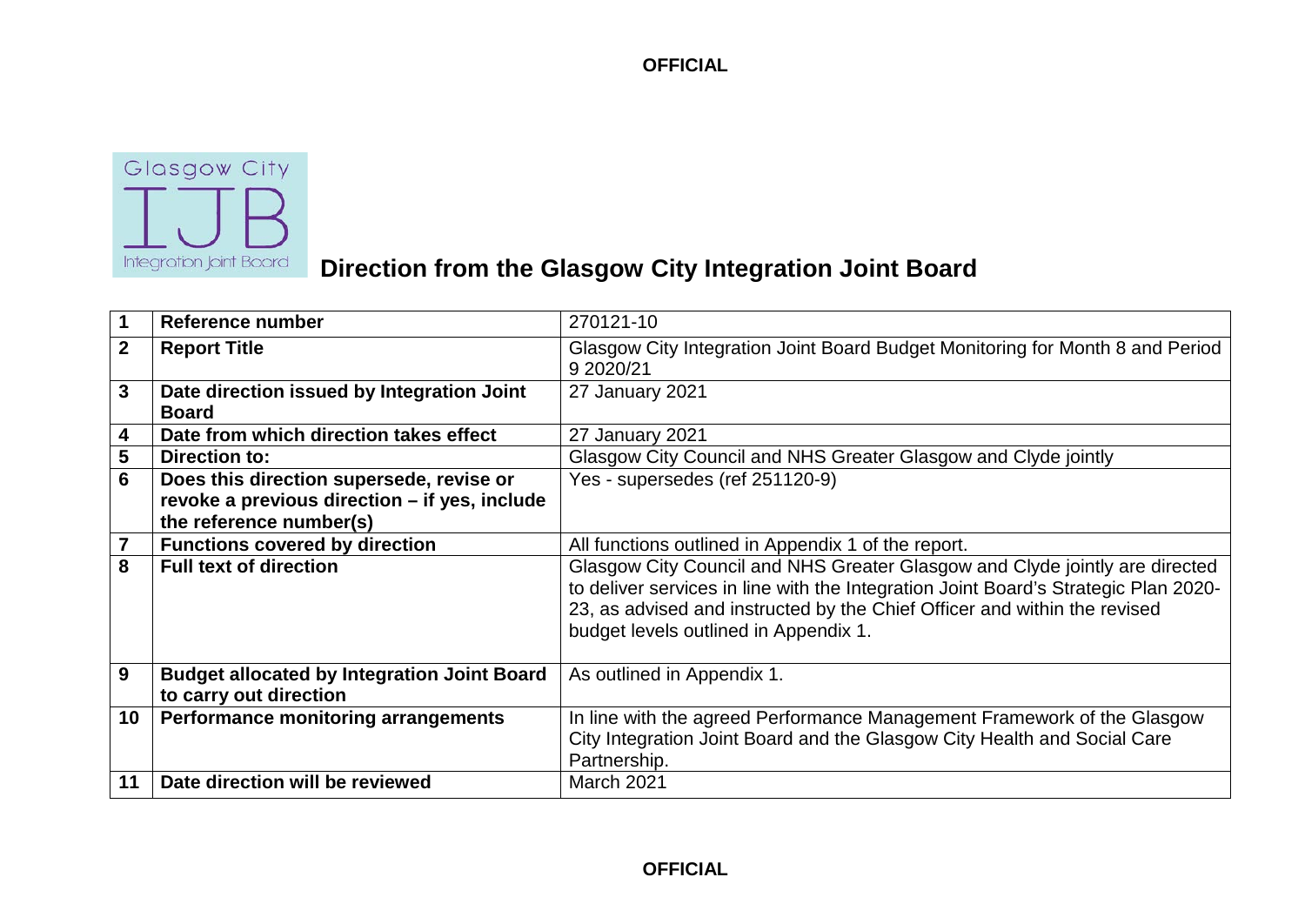# Direction from the Glasgow City Integration Joint Board

| | | |
|---|---|---|
| **1** | **Reference number** | 270121-10 |
| **2** | **Report Title** | Glasgow City Integration Joint Board Budget Monitoring for Month 8 and Period 9 2020/21 |
| **3** | **Date direction issued by Integration Joint Board** | 27 January 2021 |
| **4** | **Date from which direction takes effect** | 27 January 2021 |
| **5** | **Direction to:** | Glasgow City Council and NHS Greater Glasgow and Clyde jointly |
| **6** | **Does this direction supersede, revise or revoke a previous direction – if yes, include the reference number(s)** | Yes - supersedes (ref 251120-9) |
| **7** | **Functions covered by direction** | All functions outlined in Appendix 1 of the report. |
| **8** | **Full text of direction** | Glasgow City Council and NHS Greater Glasgow and Clyde jointly are directed to deliver services in line with the Integration Joint Board's Strategic Plan 2020-23, as advised and instructed by the Chief Officer and within the revised budget levels outlined in Appendix 1. |
| **9** | **Budget allocated by Integration Joint Board to carry out direction** | As outlined in Appendix 1. |
| **10** | **Performance monitoring arrangements** | In line with the agreed Performance Management Framework of the Glasgow City Integration Joint Board and the Glasgow City Health and Social Care Partnership. |
| **11** | **Date direction will be reviewed** | March 2021 |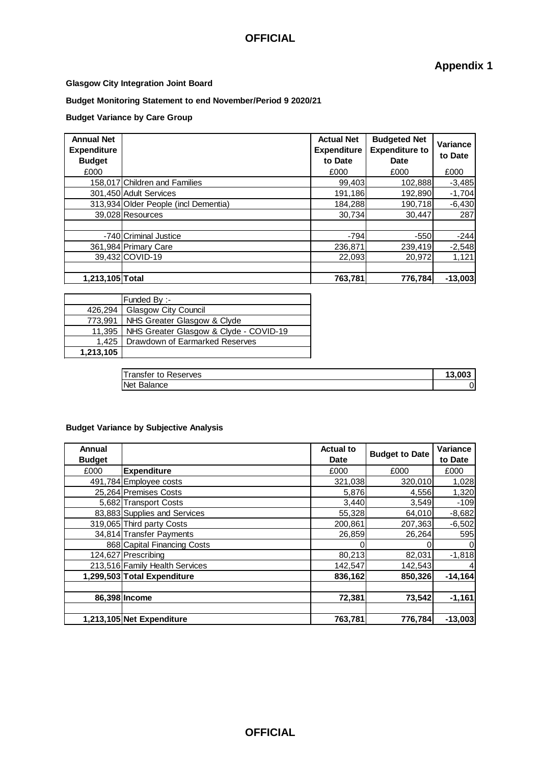**OFFICIAL**

## Appendix 1

**Glasgow City Integration Joint Board**

**Budget Monitoring Statement to end November/Period 9 2020/21**

**Budget Variance by Care Group**

| **Annual Net Expenditure Budget** | | **Actual Net Expenditure to Date** | **Budgeted Net Expenditure to Date** | **Variance to Date** |
|---|---|---|---|---|
| £000 | | £000 | £000 | £000 |
| 158,017 | Children and Families | 99,403 | 102,888 | -3,485 |
| 301,450 | Adult Services | 191,186 | 192,890 | -1,704 |
| 313,934 | Older People (incl Dementia) | 184,288 | 190,718 | -6,430 |
| 39,028 | Resources | 30,734 | 30,447 | 287 |
| | | | | |
| -740 | Criminal Justice | -794 | -550 | -244 |
| 361,984 | Primary Care | 236,871 | 239,419 | -2,548 |
| 39,432 | COVID-19 | 22,093 | 20,972 | 1,121 |
| | | | | |
| **1,213,105** | **Total** | **763,781** | **776,784** | **-13,003** |

| | Funded By :- |
|---|---|
| 426,294 | Glasgow City Council |
| 773,991 | NHS Greater Glasgow & Clyde |
| 11,395 | NHS Greater Glasgow & Clyde - COVID-19 |
| 1,425 | Drawdown of Earmarked Reserves |
| **1,213,105** | |

| | |
|---|---|
| Transfer to Reserves | **13,003** |
| Net Balance | 0 |

**Budget Variance by Subjective Analysis**

| **Annual Budget** | | **Actual to Date** | **Budget to Date** | **Variance to Date** |
|---|---|---|---|---|
| £000 | **Expenditure** | £000 | £000 | £000 |
| 491,784 | Employee costs | 321,038 | 320,010 | 1,028 |
| 25,264 | Premises Costs | 5,876 | 4,556 | 1,320 |
| 5,682 | Transport Costs | 3,440 | 3,549 | -109 |
| 83,883 | Supplies and Services | 55,328 | 64,010 | -8,682 |
| 319,065 | Third party Costs | 200,861 | 207,363 | -6,502 |
| 34,814 | Transfer Payments | 26,859 | 26,264 | 595 |
| 868 | Capital Financing Costs | 0 | 0 | 0 |
| 124,627 | Prescribing | 80,213 | 82,031 | -1,818 |
| 213,516 | Family Health Services | 142,547 | 142,543 | 4 |
| **1,299,503** | **Total Expenditure** | **836,162** | **850,326** | **-14,164** |
| | | | | |
| **86,398** | **Income** | **72,381** | **73,542** | **-1,161** |
| | | | | |
| **1,213,105** | **Net Expenditure** | **763,781** | **776,784** | **-13,003** |

**OFFICIAL**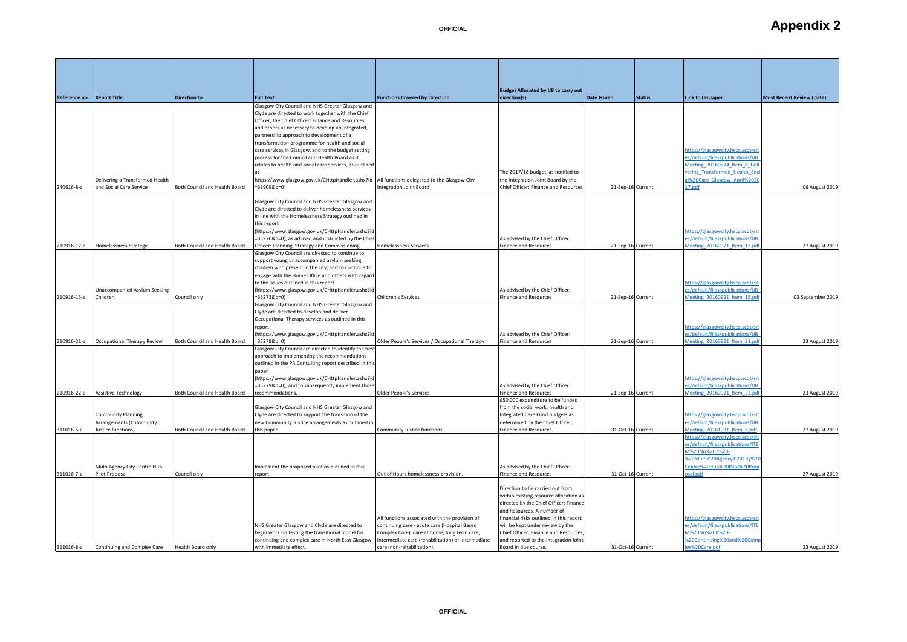# Appendix 2

| Reference no. | Report Title | Direction to | Full Text | Functions Covered by Direction | Budget Allocated by IJB to carry out direction(s) | Date Issued | Status | Link to IJB paper | Most Recent Review (Date) |
|---|---|---|---|---|---|---|---|---|---|
| 240616-8-a | Delivering a Transformed Health and Social Care Service | Both Council and Health Board | Glasgow City Council and NHS Greater Glasgow and Clyde are directed to work together with the Chief Officer, the Chief Officer: Finance and Resources, and others as necessary to develop an integrated, partnership approach to development of a transformation programme for health and social care services in Glasgow, and to the budget setting process for the Council and Health Board as it relates to health and social care services, as outlined at https://www.glasgow.gov.uk/CHttpHandler.ashx?id=33909&p=0 | All functions delegated to the Glasgow City Integration Joint Board | The 2017/18 budget, as notified to the Integration Joint Board by the Chief Officer: Finance and Resources | 21-Sep-16 | Current | https://glasgowcity.hscp.scot/sites/default/files/publications/IJB_Meeting_20160624_Item_8_Delivering_Transformed_Health_Social%20Care_Glasgow_April%2020 17.pdf | 06 August 2019 |
| 210916-12-a | Homelessness Strategy | Both Council and Health Board | Glasgow City Council and NHS Greater Glasgow and Clyde are directed to deliver homelessness services in line with the Homelessness Strategy outlined in this report (https://www.glasgow.gov.uk/CHttpHandler.ashx?id=35270&p=0), as advised and instructed by the Chief Officer: Planning, Strategy and Commissioning | Homelessness Services | As advised by the Chief Officer: Finance and Resources | 21-Sep-16 | Current | https://glasgowcity.hscp.scot/sites/default/files/publications/IJB_Meeting_20160921_Item_12.pdf | 27 August 2019 |
| 210916-15-a | Unaccompanied Asylum Seeking Children | Council only | Glasgow City Council are directed to continue to support young unaccompanied asylum seeking children who present in the city, and to continue to engage with the Home Office and others with regard to the issues outlined in this report (https://www.glasgow.gov.uk/CHttpHandler.ashx?id=35273&p=0) | Children's Services | As advised by the Chief Officer: Finance and Resources | 21-Sep-16 | Current | https://glasgowcity.hscp.scot/sites/default/files/publications/IJB_Meeting_20160921_Item_15.pdf | 03 September 2019 |
| 210916-21-a | Occupational Therapy Review | Both Council and Health Board | Glasgow City Council and NHS Greater Glasgow and Clyde are directed to develop and deliver Occupational Therapy services as outlined in this report (https://www.glasgow.gov.uk/CHttpHandler.ashx?id=35278&p=0) | Older People's Services / Occupational Therapy | As advised by the Chief Officer: Finance and Resources | 21-Sep-16 | Current | https://glasgowcity.hscp.scot/sites/default/files/publications/IJB_Meeting_20160921_Item_21.pdf | 23 August 2019 |
| 210916-22-a | Assistive Technology | Both Council and Health Board | Glasgow City Council are directed to identify the best approach to implementing the recommendations outlined in the PA Consulting report described in this paper (https://www.glasgow.gov.uk/CHttpHandler.ashx?id=35279&p=0), and to subsequently implement those recommendations. | Older People's Services | As advised by the Chief Officer: Finance and Resources | 21-Sep-16 | Current | https://glasgowcity.hscp.scot/sites/default/files/publications/IJB_Meeting_20160921_Item_22.pdf | 23 August 2019 |
| 311016-5-a | Community Planning Arrangements (Community Justice functions) | Both Council and Health Board | Glasgow City Council and NHS Greater Glasgow and Clyde are directed to support the transition of the new Community Justice arrangements as outlined in this paper. | Community Justice functions | £50,000 expenditure to be funded from the social work, health and Integrated Care Fund budgets as determined by the Chief Officer: Finance and Resources. | 31-Oct-16 | Current | https://glasgowcity.hscp.scot/sites/default/files/publications/IJB_Meeting_20161031_Item_5.pdf | 27 August 2019 |
| 311016-7-a | Multi Agency City Centre Hub Pilot Proposal | Council only | Implement the proposed pilot as outlined in this report | Out of Hours homelessness provision. | As advised by the Chief Officer: Finance and Resources | 31-Oct-16 | Current | https://glasgowcity.hscp.scot/sites/default/files/publications/ITEM%20No%207%20-%20Multi%20Agency%20City%20Centre%20Hub%20Pilot%20Proposal.pdf | 27 August 2019 |
| 311016-8-a | Continuing and Complex Care | Health Board only | NHS Greater Glasgow and Clyde are directed to begin work on testing the transitional model for continuing and complex care in North East Glasgow with immediate effect. | All functions associated with the provision of continuing care - acute care (Hospital Based Complex Care), care at home, long term care, intermediate care (rehabilitation) or intermediate care (non-rehabilitation). | Direction to be carried out from within existing resource allocation as directed by the Chief Officer: Finance and Resources. A number of financial risks outlined in this report will be kept under review by the Chief Officer: Finance and Resources, and reported to the Integration Joint Board in due course. | 31-Oct-16 | Current | https://glasgowcity.hscp.scot/sites/default/files/publications/ITEM%20No%208%20-%20Continuing%20and%20Complex%20Care.pdf | 23 August 2019 |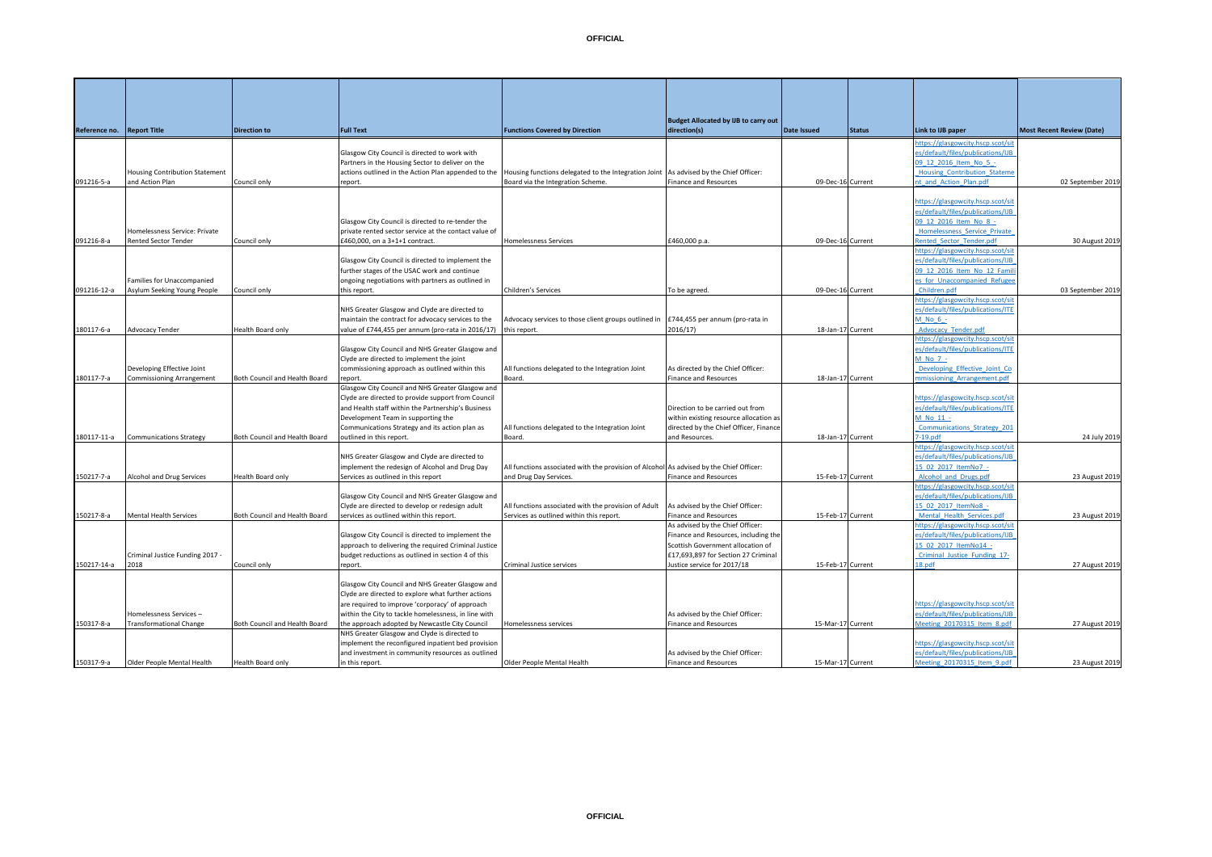| Reference no. | Report Title | Direction to | Full Text | Functions Covered by Direction | Budget Allocated by IJB to carry out direction(s) | Date Issued | Status | Link to IJB paper | Most Recent Review (Date) |
|---|---|---|---|---|---|---|---|---|---|
| 091216-5-a | Housing Contribution Statement and Action Plan | Council only | Glasgow City Council is directed to work with Partners in the Housing Sector to deliver on the actions outlined in the Action Plan appended to the report. | Housing functions delegated to the Integration Joint Board via the Integration Scheme. | As advised by the Chief Officer: Finance and Resources | 09-Dec-16 | Current | https://glasgowcity.hscp.scot/sites/default/files/publications/IJB_09_12_2016_Item_No_5_-_Housing_Contribution_Statement_and_Action_Plan.pdf | 02 September 2019 |
| 091216-8-a | Homelessness Service: Private Rented Sector Tender | Council only | Glasgow City Council is directed to re-tender the private rented sector service at the contact value of £460,000, on a 3+1+1 contract. | Homelessness Services | £460,000 p.a. | 09-Dec-16 | Current | https://glasgowcity.hscp.scot/sites/default/files/publications/IJB_09_12_2016_Item_No_8_-_Homelessness_Service_Private_Rented_Sector_Tender.pdf | 30 August 2019 |
| 091216-12-a | Families for Unaccompanied Asylum Seeking Young People | Council only | Glasgow City Council is directed to implement the further stages of the USAC work and continue ongoing negotiations with partners as outlined in this report. | Children's Services | To be agreed. | 09-Dec-16 | Current | https://glasgowcity.hscp.scot/sites/default/files/publications/IJB_09_12_2016_Item_No_12_Families_for_Unaccompanied_Refugee_Children.pdf | 03 September 2019 |
| 180117-6-a | Advocacy Tender | Health Board only | NHS Greater Glasgow and Clyde are directed to maintain the contract for advocacy services to the value of £744,455 per annum (pro-rata in 2016/17) | Advocacy services to those client groups outlined in this report. | £744,455 per annum (pro-rata in 2016/17) | 18-Jan-17 | Current | https://glasgowcity.hscp.scot/sites/default/files/publications/ITEM_No_6_-_Advocacy_Tender.pdf | |
| 180117-7-a | Developing Effective Joint Commissioning Arrangement | Both Council and Health Board | Glasgow City Council and NHS Greater Glasgow and Clyde are directed to implement the joint commissioning approach as outlined within this report. | All functions delegated to the Integration Joint Board. | As directed by the Chief Officer: Finance and Resources | 18-Jan-17 | Current | https://glasgowcity.hscp.scot/sites/default/files/publications/ITEM_No_7_-_Developing_Effective_Joint_Commissioning_Arrangement.pdf | |
| 180117-11-a | Communications Strategy | Both Council and Health Board | Glasgow City Council and NHS Greater Glasgow and Clyde are directed to provide support from Council and Health staff within the Partnership's Business Development Team in supporting the Communications Strategy and its action plan as outlined in this report. | All functions delegated to the Integration Joint Board. | Direction to be carried out from within existing resource allocation as directed by the Chief Officer, Finance and Resources. | 18-Jan-17 | Current | https://glasgowcity.hscp.scot/sites/default/files/publications/ITEM_No_11_-_Communications_Strategy_2017-19.pdf | 24 July 2019 |
| 150217-7-a | Alcohol and Drug Services | Health Board only | NHS Greater Glasgow and Clyde are directed to implement the redesign of Alcohol and Drug Day Services as outlined in this report | All functions associated with the provision of Alcohol and Drug Day Services. | As advised by the Chief Officer: Finance and Resources | 15-Feb-17 | Current | https://glasgowcity.hscp.scot/sites/default/files/publications/IJB_15_02_2017_ItemNo7_-_Alcohol_and_Drugs.pdf | 23 August 2019 |
| 150217-8-a | Mental Health Services | Both Council and Health Board | Glasgow City Council and NHS Greater Glasgow and Clyde are directed to develop or redesign adult services as outlined within this report. | All functions associated with the provision of Adult Services as outlined within this report. | As advised by the Chief Officer: Finance and Resources | 15-Feb-17 | Current | https://glasgowcity.hscp.scot/sites/default/files/publications/IJB_15_02_2017_ItemNo8_-_Mental_Health_Services.pdf | 23 August 2019 |
| 150217-14-a | Criminal Justice Funding 2017 - 2018 | Council only | Glasgow City Council is directed to implement the approach to delivering the required Criminal Justice budget reductions as outlined in section 4 of this report. | Criminal Justice services | As advised by the Chief Officer: Finance and Resources, including the Scottish Government allocation of £17,693,897 for Section 27 Criminal Justice service for 2017/18 | 15-Feb-17 | Current | https://glasgowcity.hscp.scot/sites/default/files/publications/IJB_15_02_2017_ItemNo14_-_Criminal_Justice_Funding_17-18.pdf | 27 August 2019 |
| 150317-8-a | Homelessness Services – Transformational Change | Both Council and Health Board | Glasgow City Council and NHS Greater Glasgow and Clyde are directed to explore what further actions are required to improve 'corporacy' of approach within the City to tackle homelessness, in line with the approach adopted by Newcastle City Council | Homelessness services | As advised by the Chief Officer: Finance and Resources | 15-Mar-17 | Current | https://glasgowcity.hscp.scot/sites/default/files/publications/IJB_Meeting_20170315_Item_8.pdf | 27 August 2019 |
| 150317-9-a | Older People Mental Health | Health Board only | NHS Greater Glasgow and Clyde is directed to implement the reconfigured inpatient bed provision and investment in community resources as outlined in this report. | Older People Mental Health | As advised by the Chief Officer: Finance and Resources | 15-Mar-17 | Current | https://glasgowcity.hscp.scot/sites/default/files/publications/IJB_Meeting_20170315_Item_9.pdf | 23 August 2019 |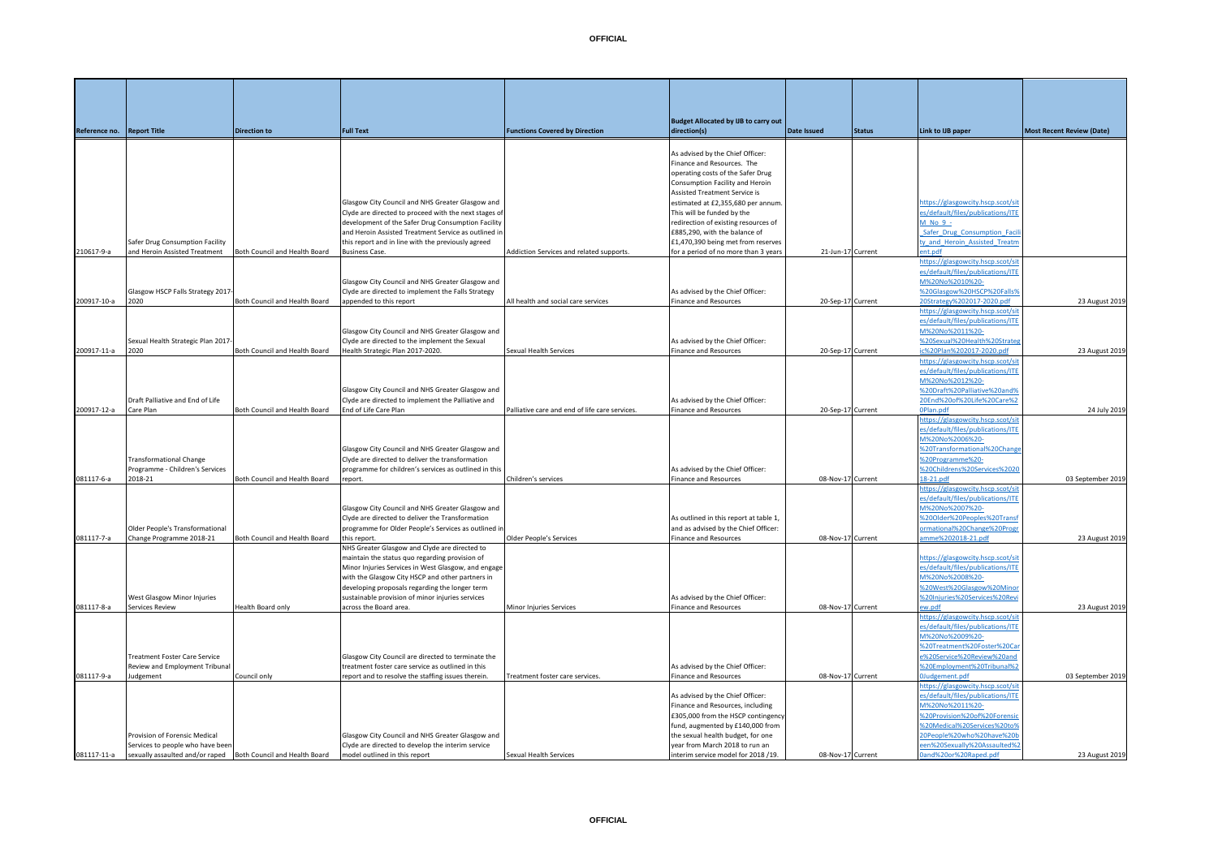| Reference no. | Report Title | Direction to | Full Text | Functions Covered by Direction | Budget Allocated by IJB to carry out direction(s) | Date Issued | Status | Link to IJB paper | Most Recent Review (Date) |
|---|---|---|---|---|---|---|---|---|---|
| 210617-9-a | Safer Drug Consumption Facility and Heroin Assisted Treatment | Both Council and Health Board | Glasgow City Council and NHS Greater Glasgow and Clyde are directed to proceed with the next stages of development of the Safer Drug Consumption Facility and Heroin Assisted Treatment Service as outlined in this report and in line with the previously agreed Business Case. | Addiction Services and related supports. | As advised by the Chief Officer: Finance and Resources. The operating costs of the Safer Drug Consumption Facility and Heroin Assisted Treatment Service is estimated at £2,355,680 per annum. This will be funded by the redirection of existing resources of £885,290, with the balance of £1,470,390 being met from reserves for a period of no more than 3 years | 21-Jun-17 | Current | https://glasgowcity.hscp.scot/sites/default/files/publications/ITEM_No_9_-_Safer_Drug_Consumption_Facility_and_Heroin_Assisted_Treatment.pdf | |
| 200917-10-a | Glasgow HSCP Falls Strategy 2017-2020 | Both Council and Health Board | Glasgow City Council and NHS Greater Glasgow and Clyde are directed to implement the Falls Strategy appended to this report | All health and social care services | As advised by the Chief Officer: Finance and Resources | 20-Sep-17 | Current | https://glasgowcity.hscp.scot/sites/default/files/publications/ITEM%20No%2010%20-%20Glasgow%20HSCP%20Falls%20Strategy%202017-2020.pdf | 23 August 2019 |
| 200917-11-a | Sexual Health Strategic Plan 2017-2020 | Both Council and Health Board | Glasgow City Council and NHS Greater Glasgow and Clyde are directed to the implement the Sexual Health Strategic Plan 2017-2020. | Sexual Health Services | As advised by the Chief Officer: Finance and Resources | 20-Sep-17 | Current | https://glasgowcity.hscp.scot/sites/default/files/publications/ITEM%20No%2011%20-%20Sexual%20Health%20Strategic%20Plan%202017-2020.pdf | 23 August 2019 |
| 200917-12-a | Draft Palliative and End of Life Care Plan | Both Council and Health Board | Glasgow City Council and NHS Greater Glasgow and Clyde are directed to implement the Palliative and End of Life Care Plan | Palliative care and end of life care services. | As advised by the Chief Officer: Finance and Resources | 20-Sep-17 | Current | https://glasgowcity.hscp.scot/sites/default/files/publications/ITEM%20No%2012%20-%20Draft%20Palliative%20and%20End%20of%20Life%20Care%20Plan.pdf | 24 July 2019 |
| 081117-6-a | Transformational Change Programme - Children's Services 2018-21 | Both Council and Health Board | Glasgow City Council and NHS Greater Glasgow and Clyde are directed to deliver the transformation programme for children's services as outlined in this report. | Children's services | As advised by the Chief Officer: Finance and Resources | 08-Nov-17 | Current | https://glasgowcity.hscp.scot/sites/default/files/publications/ITEM%20No%2006%20-%20Transformational%20Change%20Programme%20-%20Childrens%20Services%202018-21.pdf | 03 September 2019 |
| 081117-7-a | Older People's Transformational Change Programme 2018-21 | Both Council and Health Board | Glasgow City Council and NHS Greater Glasgow and Clyde are directed to deliver the Transformation programme for Older People's Services as outlined in this report. | Older People's Services | As outlined in this report at table 1, and as advised by the Chief Officer: Finance and Resources | 08-Nov-17 | Current | https://glasgowcity.hscp.scot/sites/default/files/publications/ITEM%20No%2007%20-%20Older%20Peoples%20Transformational%20Change%20Programme%202018-21.pdf | 23 August 2019 |
| 081117-8-a | West Glasgow Minor Injuries Services Review | Health Board only | NHS Greater Glasgow and Clyde are directed to maintain the status quo regarding provision of Minor Injuries Services in West Glasgow, and engage with the Glasgow City HSCP and other partners in developing proposals regarding the longer term sustainable provision of minor injuries services across the Board area. | Minor Injuries Services | As advised by the Chief Officer: Finance and Resources | 08-Nov-17 | Current | https://glasgowcity.hscp.scot/sites/default/files/publications/ITEM%20No%2008%20-%20West%20Glasgow%20Minor%20Injuries%20Services%20Review.pdf | 23 August 2019 |
| 081117-9-a | Treatment Foster Care Service Review and Employment Tribunal Judgement | Council only | Glasgow City Council are directed to terminate the treatment foster care service as outlined in this report and to resolve the staffing issues therein. | Treatment foster care services. | As advised by the Chief Officer: Finance and Resources | 08-Nov-17 | Current | https://glasgowcity.hscp.scot/sites/default/files/publications/ITEM%20No%2009%20-%20Treatment%20Foster%20Care%20Service%20Review%20and%20Employment%20Tribunal%20Judgement.pdf | 03 September 2019 |
| 081117-11-a | Provision of Forensic Medical Services to people who have been sexually assaulted and/or raped | Both Council and Health Board | Glasgow City Council and NHS Greater Glasgow and Clyde are directed to develop the interim service model outlined in this report | Sexual Health Services | As advised by the Chief Officer: Finance and Resources, including £305,000 from the HSCP contingency fund, augmented by £140,000 from the sexual health budget, for one year from March 2018 to run an interim service model for 2018 /19. | 08-Nov-17 | Current | https://glasgowcity.hscp.scot/sites/default/files/publications/ITEM%20No%2011%20-%20Provision%20of%20Forensic%20Medical%20Services%20to%20People%20who%20have%20been%20Sexually%20Assaulted%20and%20or%20Raped.pdf | 23 August 2019 |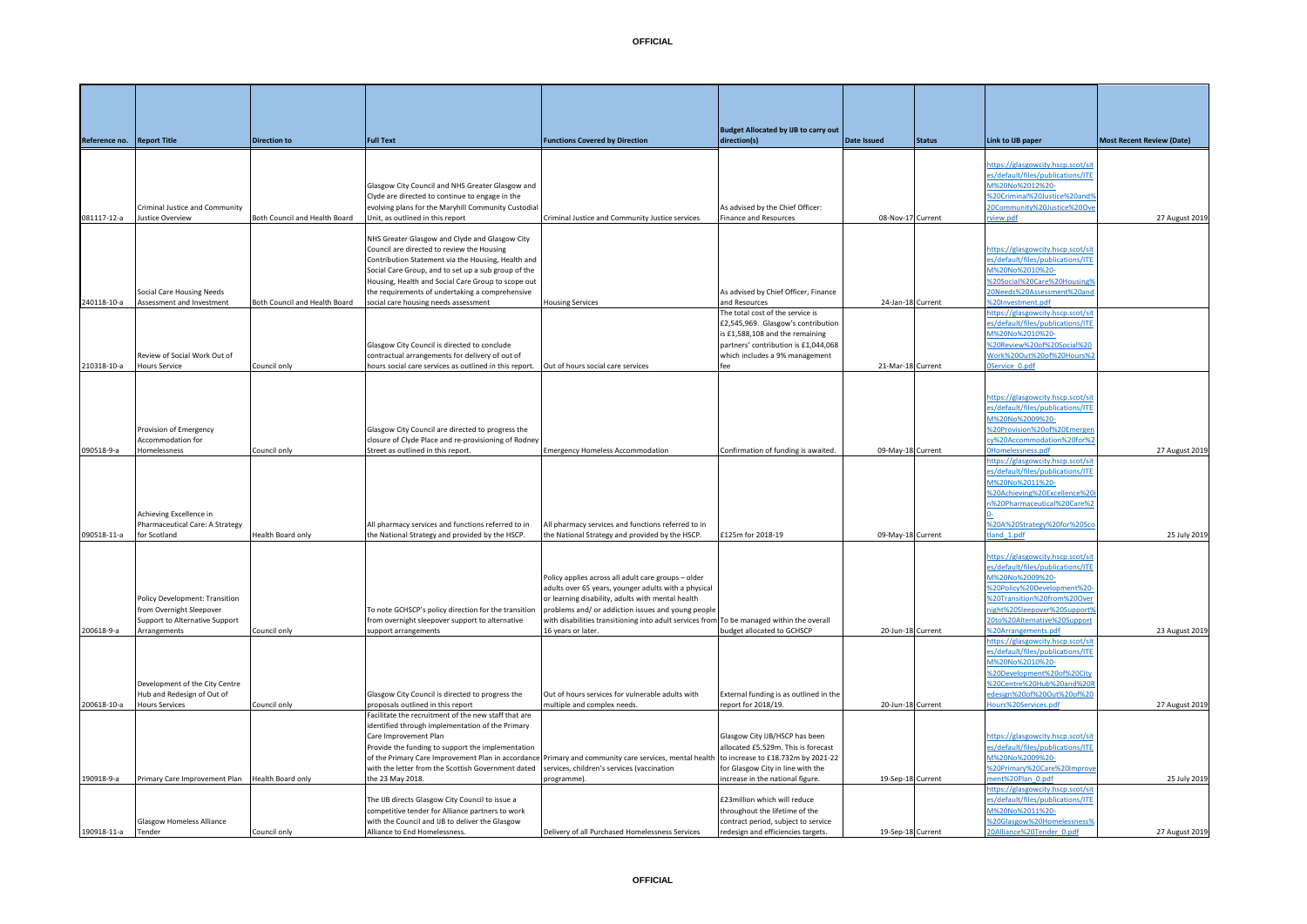| Reference no. | Report Title | Direction to | Full Text | Functions Covered by Direction | Budget Allocated by IJB to carry out direction(s) | Date Issued | Status | Link to IJB paper | Most Recent Review (Date) |
|---|---|---|---|---|---|---|---|---|---|
| 081117-12-a | Criminal Justice and Community Justice Overview | Both Council and Health Board | Glasgow City Council and NHS Greater Glasgow and Clyde are directed to continue to engage in the evolving plans for the Maryhill Community Custodial Unit, as outlined in this report | Criminal Justice and Community Justice services | As advised by the Chief Officer: Finance and Resources | 08-Nov-17 | Current | https://glasgowcity.hscp.scot/sites/default/files/publications/ITEM%20No%2012%20-%20Criminal%20Justice%20and%20Community%20Justice%20Overview.pdf | 27 August 2019 |
| 240118-10-a | Social Care Housing Needs Assessment and Investment | Both Council and Health Board | NHS Greater Glasgow and Clyde and Glasgow City Council are directed to review the Housing Contribution Statement via the Housing, Health and Social Care Group, and to set up a sub group of the Housing, Health and Social Care Group to scope out the requirements of undertaking a comprehensive social care housing needs assessment | Housing Services | As advised by Chief Officer, Finance and Resources | 24-Jan-18 | Current | https://glasgowcity.hscp.scot/sites/default/files/publications/ITEM%20No%2010%20-%20Social%20Care%20Housing%20Needs%20Assessment%20and%20Investment.pdf | |
| 210318-10-a | Review of Social Work Out of Hours Service | Council only | Glasgow City Council is directed to conclude contractual arrangements for delivery of out of hours social care services as outlined in this report. | Out of hours social care services | The total cost of the service is £2,545,969. Glasgow's contribution is £1,588,108 and the remaining partners' contribution is £1,044,068 which includes a 9% management fee | 21-Mar-18 | Current | https://glasgowcity.hscp.scot/sites/default/files/publications/ITEM%20No%2010%20-%20Review%20of%20Social%20Work%20Out%20of%20Hours%20Service_0.pdf | |
| 090518-9-a | Provision of Emergency Accommodation for Homelessness | Council only | Glasgow City Council are directed to progress the closure of Clyde Place and re-provisioning of Rodney Street as outlined in this report. | Emergency Homeless Accommodation | Confirmation of funding is awaited. | 09-May-18 | Current | https://glasgowcity.hscp.scot/sites/default/files/publications/ITEM%20No%2009%20-%20Provision%20of%20Emergency%20Accommodation%20for%20Homelessness.pdf | 27 August 2019 |
| 090518-11-a | Achieving Excellence in Pharmaceutical Care: A Strategy for Scotland | Health Board only | All pharmacy services and functions referred to in the National Strategy and provided by the HSCP. | All pharmacy services and functions referred to in the National Strategy and provided by the HSCP. | £125m for 2018-19 | 09-May-18 | Current | https://glasgowcity.hscp.scot/sites/default/files/publications/ITEM%20No%2011%20-%20Achieving%20Excellence%20in%20Pharmaceutical%20Care%20-%20A%20Strategy%20for%20Scotland_1.pdf | 25 July 2019 |
| 200618-9-a | Policy Development: Transition from Overnight Sleepover Support to Alternative Support Arrangements | Council only | To note GCHSCP's policy direction for the transition from overnight sleepover support to alternative support arrangements | Policy applies across all adult care groups – older adults over 65 years, younger adults with a physical or learning disability, adults with mental health problems and/ or addiction issues and young people with disabilities transitioning into adult services from 16 years or later. | To be managed within the overall budget allocated to GCHSCP | 20-Jun-18 | Current | https://glasgowcity.hscp.scot/sites/default/files/publications/ITEM%20No%2009%20-%20Policy%20Development%20-%20Transition%20from%20Overnight%20Sleepover%20Support%20to%20Alternative%20Support%20Arrangements.pdf | 23 August 2019 |
| 200618-10-a | Development of the City Centre Hub and Redesign of Out of Hours Services | Council only | Glasgow City Council is directed to progress the proposals outlined in this report | Out of hours services for vulnerable adults with multiple and complex needs. | External funding is as outlined in the report for 2018/19. | 20-Jun-18 | Current | https://glasgowcity.hscp.scot/sites/default/files/publications/ITEM%20No%2010%20-%20Development%20of%20City%20Centre%20Hub%20and%20Redesign%20of%20Out%20of%20Hours%20Services.pdf | 27 August 2019 |
| 190918-9-a | Primary Care Improvement Plan | Health Board only | Facilitate the recruitment of the new staff that are identified through implementation of the Primary Care Improvement Plan<br>Provide the funding to support the implementation of the Primary Care Improvement Plan in accordance with the letter from the Scottish Government dated the 23 May 2018. | Primary and community care services, mental health services, children's services (vaccination programme). | Glasgow City IJB/HSCP has been allocated £5.529m. This is forecast to increase to £18.732m by 2021-22 for Glasgow City in line with the increase in the national figure. | 19-Sep-18 | Current | https://glasgowcity.hscp.scot/sites/default/files/publications/ITEM%20No%2009%20-%20Primary%20Care%20Improvement%20Plan_0.pdf | 25 July 2019 |
| 190918-11-a | Glasgow Homeless Alliance Tender | Council only | The IJB directs Glasgow City Council to issue a competitive tender for Alliance partners to work with the Council and IJB to deliver the Glasgow Alliance to End Homelessness. | Delivery of all Purchased Homelessness Services | £23million which will reduce throughout the lifetime of the contract period, subject to service redesign and efficiencies targets. | 19-Sep-18 | Current | https://glasgowcity.hscp.scot/sites/default/files/publications/ITEM%20No%2011%20-%20Glasgow%20Homelessness%20Alliance%20Tender_0.pdf | 27 August 2019 |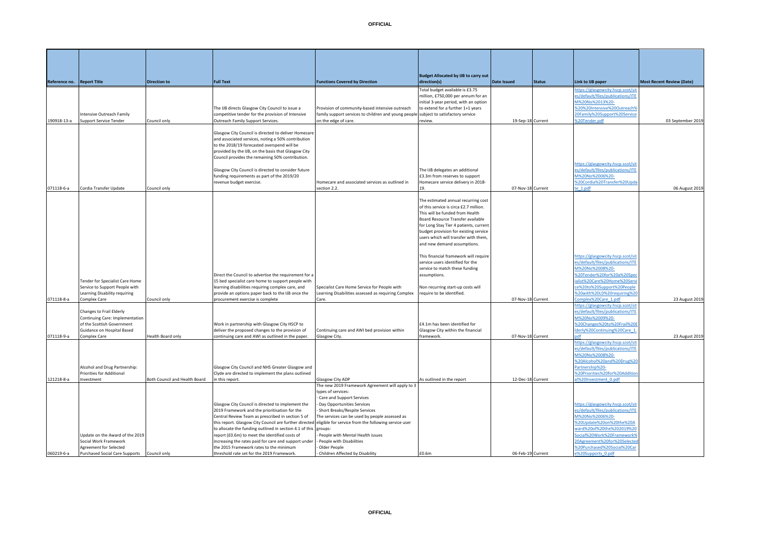| Reference no. | Report Title | Direction to | Full Text | Functions Covered by Direction | Budget Allocated by IJB to carry out direction(s) | Date Issued | Status | Link to IJB paper | Most Recent Review (Date) |
|---|---|---|---|---|---|---|---|---|---|
| 190918-13-a | Intensive Outreach Family Support Service Tender | Council only | The IJB directs Glasgow City Council to issue a competitive tender for the provision of Intensive Outreach Family Support Services. | Provision of community-based intensive outreach family support services to children and young people on the edge of care. | Total budget available is £3.75 million, £750,000 per annum for an initial 3-year period, with an option to extend for a further 1+1 years subject to satisfactory service review. | 19-Sep-18 | Current | https://glasgowcity.hscp.scot/sites/default/files/publications/ITEM%20No%2013%20-%20%20Intensive%20Outreach%20Family%20Support%20Service%20Tender.pdf | 03 September 2019 |
| 071118-6-a | Cordia Transfer Update | Council only | Glasgow City Council is directed to deliver Homecare and associated services, noting a 50% contribution to the 2018/19 forecasted overspend will be provided by the IJB, on the basis that Glasgow City Council provides the remaining 50% contribution.<br><br>Glasgow City Council is directed to consider future funding requirements as part of the 2019/20 revenue budget exercise. | Homecare and associated services as outlined in section 2.2. | The IJB delegates an additional £3.3m from reserves to support Homecare service delivery in 2018-19. | 07-Nov-18 | Current | https://glasgowcity.hscp.scot/sites/default/files/publications/ITEM%20No%2006%20-%20Cordia%20Transfer%20Update_1.pdf | 06 August 2019 |
| 071118-8-a | Tender for Specialist Care Home Service to Support People with Learning Disability requiring Complex Care | Council only | Direct the Council to advertise the requirement for a 15 bed specialist care home to support people with learning disabilities requiring complex care, and provide an options paper back to the IJB once the procurement exercise is complete | Specialist Care Home Service for People with Learning Disabilities assessed as requiring Complex Care. | The estimated annual recurring cost of this service is circa £2.7 million. This will be funded from Health Board Resource Transfer available for Long Stay Tier 4 patients, current budget provision for existing service users which will transfer with them, and new demand assumptions.<br><br>This financial framework will require service users identified for the service to match these funding assumptions.<br><br>Non recurring start-up costs will require to be identified. | 07-Nov-18 | Current | https://glasgowcity.hscp.scot/sites/default/files/publications/ITEM%20No%2008%20-%20Tender%20for%20a%20Specialist%20Care%20Home%20Service%20to%20Support%20People%20with%20LD%20requiring%20Complex%20Care_1.pdf | 23 August 2019 |
| 071118-9-a | Changes to Frail Elderly Continuing Care: Implementation of the Scottish Government Guidance on Hospital Based Complex Care | Health Board only | Work in partnership with Glasgow City HSCP to deliver the proposed changes to the provision of continuing care and AWI as outlined in the paper. | Continuing care and AWI bed provision within Glasgow City. | £4.1m has been identified for Glasgow City within the financial framework. | 07-Nov-18 | Current | https://glasgowcity.hscp.scot/sites/default/files/publications/ITEM%20No%2009%20-%20Changes%20to%20Frail%20Elderly%20Continuing%20Care_1.pdf | 23 August 2019 |
| 121218-8-a | Alcohol and Drug Partnership: Priorities for Additional Investment | Both Council and Health Board | Glasgow City Council and NHS Greater Glasgow and Clyde are directed to implement the plans outlined in this report. | Glasgow City ADP | As outlined in the report | 12-Dec-18 | Current | https://glasgowcity.hscp.scot/sites/default/files/publications/ITEM%20No%2008%20-%20Alcohol%20and%20Drug%20Partnership%20-%20Priorities%20for%20Additional%20Investment_0.pdf | |
| 060219-6-a | Update on the Award of the 2019 Social Work Framework Agreement for Selected Purchased Social Care Supports | Council only | Glasgow City Council is directed to implement the 2019 Framework and the prioritisation for the Central Review Team as prescribed in section 5 of this report. Glasgow City Council are further directed to allocate the funding outlined in section 4.1 of this report (£0.6m) to meet the identified costs of increasing the rates paid for care and support under the 2015 Framework rates to the minimum threshold rate set for the 2019 Framework. | The new 2019 Framework Agreement will apply to 3 types of services:<br>- Care and Support Services<br>- Day Opportunities Services<br>- Short Breaks/Respite Services<br>The services can be used by people assessed as eligible for service from the following service user groups:<br>- People with Mental Health issues<br>- People with Disabilities<br>- Older People<br>- Children Affected by Disability | £0.6m | 06-Feb-19 | Current | https://glasgowcity.hscp.scot/sites/default/files/publications/ITEM%20No%2006%20-%20Update%20on%20the%20Award%20of%20the%202019%20Social%20Work%20Framework%20Agreement%20for%20Selected%20Purchased%20Social%20Care%20Supports_0.pdf | |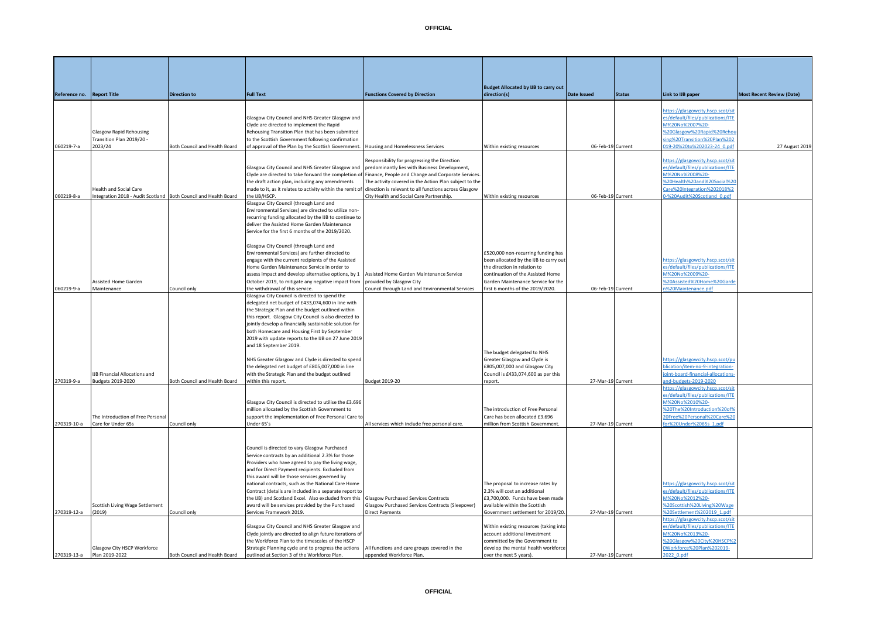| Reference no. | Report Title | Direction to | Full Text | Functions Covered by Direction | Budget Allocated by IJB to carry out direction(s) | Date Issued | Status | Link to IJB paper | Most Recent Review (Date) |
|---|---|---|---|---|---|---|---|---|---|
| 060219-7-a | Glasgow Rapid Rehousing Transition Plan 2019/20 - 2023/24 | Both Council and Health Board | Glasgow City Council and NHS Greater Glasgow and Clyde are directed to implement the Rapid Rehousing Transition Plan that has been submitted to the Scottish Government following confirmation of approval of the Plan by the Scottish Government. | Housing and Homelessness Services | Within existing resources | 06-Feb-19 | Current | https://glasgowcity.hscp.scot/sites/default/files/publications/ITEM%20No%2007%20-%20Glasgow%20Rapid%20Rehousing%20Transition%20Plan%202019-20%20to%202023-24_0.pdf | 27 August 2019 |
| 060219-8-a | Health and Social Care Integration 2018 - Audit Scotland | Both Council and Health Board | Glasgow City Council and NHS Greater Glasgow and Clyde are directed to take forward the completion of the draft action plan, including any amendments made to it, as it relates to activity within the remit of the IJB/HSCP. | Responsibility for progressing the Direction predominantly lies with Business Development, Finance, People and Change and Corporate Services. The activity covered in the Action Plan subject to the direction is relevant to all functions across Glasgow City Health and Social Care Partnership. | Within existing resources | 06-Feb-19 | Current | https://glasgowcity.hscp.scot/sites/default/files/publications/ITEM%20No%2008%20-%20Health%20and%20Social%20Care%20Integration%202018%20-%20Audit%20Scotland_0.pdf | |
| 060219-9-a | Assisted Home Garden Maintenance | Council only | Glasgow City Council (through Land and Environmental Services) are directed to utilize non-recurring funding allocated by the IJB to continue to deliver the Assisted Home Garden Maintenance Service for the first 6 months of the 2019/2020.<br><br>Glasgow City Council (through Land and Environmental Services) are further directed to engage with the current recipients of the Assisted Home Garden Maintenance Service in order to assess impact and develop alternative options, by 1 October 2019, to mitigate any negative impact from the withdrawal of this service. | Assisted Home Garden Maintenance Service provided by Glasgow City Council through Land and Environmental Services | £520,000 non-recurring funding has been allocated by the IJB to carry out the direction in relation to continuation of the Assisted Home Garden Maintenance Service for the first 6 months of the 2019/2020. | 06-Feb-19 | Current | https://glasgowcity.hscp.scot/sites/default/files/publications/ITEM%20No%2009%20-%20Assisted%20Home%20Garden%20Maintenance.pdf | |
| 270319-9-a | IJB Financial Allocations and Budgets 2019-2020 | Both Council and Health Board | Glasgow City Council is directed to spend the delegated net budget of £433,074,600 in line with the Strategic Plan and the budget outlined within this report. Glasgow City Council is also directed to jointly develop a financially sustainable solution for both Homecare and Housing First by September 2019 with update reports to the IJB on 27 June 2019 and 18 September 2019.<br><br>NHS Greater Glasgow and Clyde is directed to spend the delegated net budget of £805,007,000 in line with the Strategic Plan and the budget outlined within this report. | Budget 2019-20 | The budget delegated to NHS Greater Glasgow and Clyde is £805,007,000 and Glasgow City Council is £433,074,600 as per this report. | 27-Mar-19 | Current | https://glasgowcity.hscp.scot/publication/item-no-9-integration-joint-board-financial-allocations-and-budgets-2019-2020 | |
| 270319-10-a | The Introduction of Free Personal Care for Under 65s | Council only | Glasgow City Council is directed to utilise the £3.696 million allocated by the Scottish Government to support the implementation of Free Personal Care to Under 65's | All services which include free personal care. | The introduction of Free Personal Care has been allocated £3.696 million from Scottish Government. | 27-Mar-19 | Current | https://glasgowcity.hscp.scot/sites/default/files/publications/ITEM%20No%2010%20-%20The%20Introduction%20of%20Free%20Personal%20Care%20for%20Under%2065s_1.pdf | |
| 270319-12-a | Scottish Living Wage Settlement (2019) | Council only | Council is directed to vary Glasgow Purchased Service contracts by an additional 2.3% for those Providers who have agreed to pay the living wage, and for Direct Payment recipients. Excluded from this award will be those services governed by national contracts, such as the National Care Home Contract (details are included in a separate report to the IJB) and Scotland Excel. Also excluded from this award will be services provided by the Purchased Services Framework 2019. | Glasgow Purchased Services Contracts<br>Glasgow Purchased Services Contracts (Sleepover)<br>Direct Payments | The proposal to increase rates by 2.3% will cost an additional £3,700,000. Funds have been made available within the Scottish Government settlement for 2019/20. | 27-Mar-19 | Current | https://glasgowcity.hscp.scot/sites/default/files/publications/ITEM%20No%2012%20-%20Scottish%20Living%20Wage%20Settlement%202019_1.pdf | |
| 270319-13-a | Glasgow City HSCP Workforce Plan 2019-2022 | Both Council and Health Board | Glasgow City Council and NHS Greater Glasgow and Clyde jointly are directed to align future iterations of the Workforce Plan to the timescales of the HSCP Strategic Planning cycle and to progress the actions outlined at Section 3 of the Workforce Plan. | All functions and care groups covered in the appended Workforce Plan. | Within existing resources (taking into account additional investment committed by the Government to develop the mental health workforce over the next 5 years). | 27-Mar-19 | Current | https://glasgowcity.hscp.scot/sites/default/files/publications/ITEM%20No%2013%20-%20Glasgow%20City%20HSCP%20Workforce%20Plan%202019-2022_0.pdf | |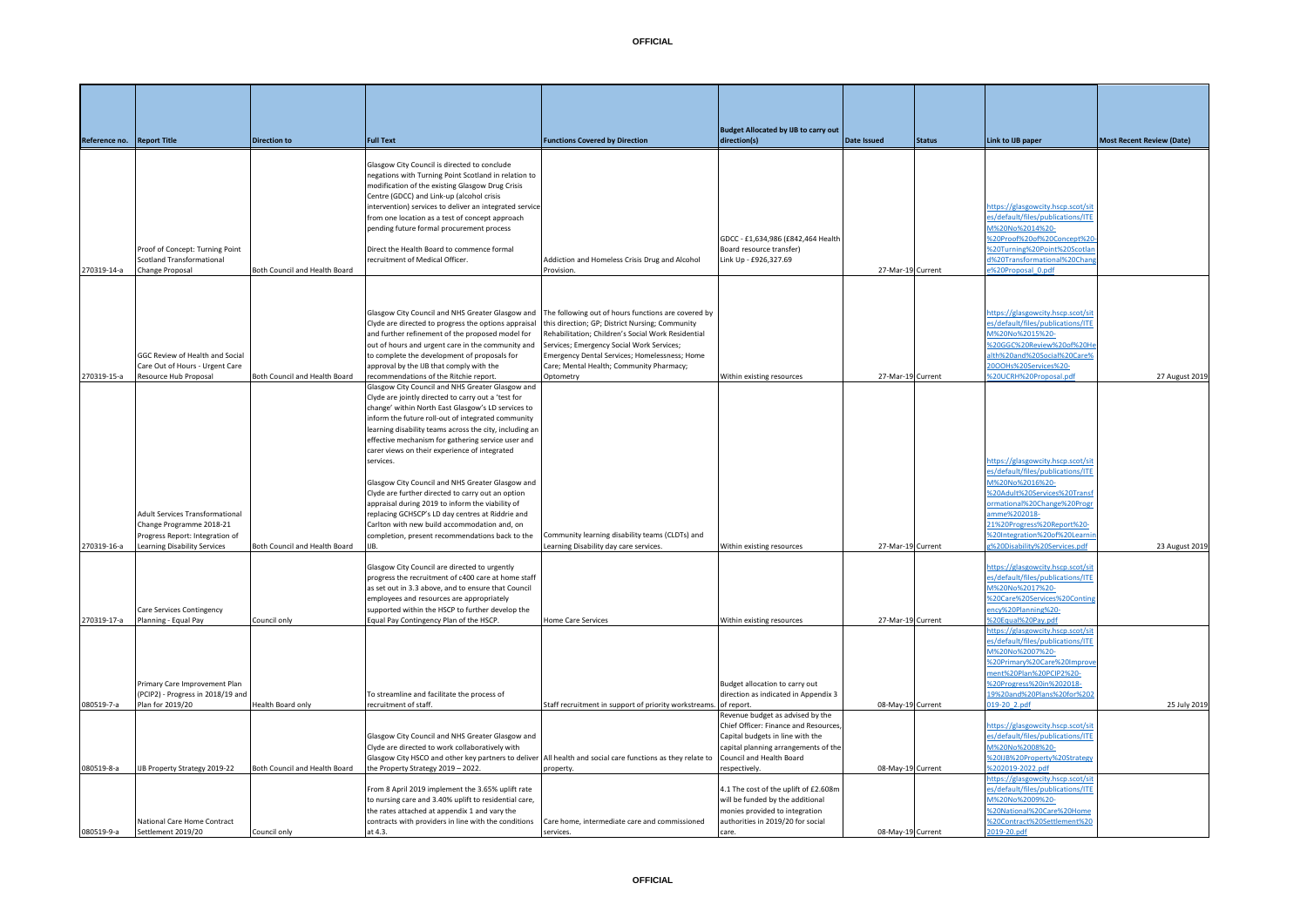| Reference no. | Report Title | Direction to | Full Text | Functions Covered by Direction | Budget Allocated by IJB to carry out direction(s) | Date Issued | Status | Link to IJB paper | Most Recent Review (Date) |
|---|---|---|---|---|---|---|---|---|---|
| 270319-14-a | Proof of Concept: Turning Point Scotland Transformational Change Proposal | Both Council and Health Board | Glasgow City Council is directed to conclude negations with Turning Point Scotland in relation to modification of the existing Glasgow Drug Crisis Centre (GDCC) and Link-up (alcohol crisis intervention) services to deliver an integrated service from one location as a test of concept approach pending future formal procurement process<br><br>Direct the Health Board to commence formal recruitment of Medical Officer. | Addiction and Homeless Crisis Drug and Alcohol Provision. | GDCC - £1,634,986 (£842,464 Health Board resource transfer)<br>Link Up - £926,327.69 | 27-Mar-19 | Current | https://glasgowcity.hscp.scot/sites/default/files/publications/ITEM%20No%2014%20-%20Proof%20of%20Concept%20-%20Turning%20Point%20Scotland%20Transformational%20Change%20Proposal_0.pdf | |
| 270319-15-a | GGC Review of Health and Social Care Out of Hours - Urgent Care Resource Hub Proposal | Both Council and Health Board | Glasgow City Council and NHS Greater Glasgow and Clyde are directed to progress the options appraisal and further refinement of the proposed model for out of hours and urgent care in the community and to complete the development of proposals for approval by the IJB that comply with the recommendations of the Ritchie report. | The following out of hours functions are covered by this direction; GP; District Nursing; Community Rehabilitation; Children's Social Work Residential Services; Emergency Social Work Services; Emergency Dental Services; Homelessness; Home Care; Mental Health; Community Pharmacy; Optometry | Within existing resources | 27-Mar-19 | Current | https://glasgowcity.hscp.scot/sites/default/files/publications/ITEM%20No%2015%20-%20GGC%20Review%20of%20Health%20and%20Social%20Care%20OOHs%20Services%20-%20UCRH%20Proposal.pdf | 27 August 2019 |
| 270319-16-a | Adult Services Transformational Change Programme 2018-21 Progress Report: Integration of Learning Disability Services | Both Council and Health Board | Glasgow City Council and NHS Greater Glasgow and Clyde are jointly directed to carry out a 'test for change' within North East Glasgow's LD services to inform the future roll-out of integrated community learning disability teams across the city, including an effective mechanism for gathering service user and carer views on their experience of integrated services.<br><br>Glasgow City Council and NHS Greater Glasgow and Clyde are further directed to carry out an option appraisal during 2019 to inform the viability of replacing GCHSCP's LD day centres at Riddrie and Carlton with new build accommodation and, on completion, present recommendations back to the IJB. | Community learning disability teams (CLDTs) and Learning Disability day care services. | Within existing resources | 27-Mar-19 | Current | https://glasgowcity.hscp.scot/sites/default/files/publications/ITEM%20No%2016%20-%20Adult%20Services%20Transformational%20Change%20Programme%202018-21%20Progress%20Report%20-%20Integration%20of%20Learning%20Disability%20Services.pdf | 23 August 2019 |
| 270319-17-a | Care Services Contingency Planning - Equal Pay | Council only | Glasgow City Council are directed to urgently progress the recruitment of c400 care at home staff as set out in 3.3 above, and to ensure that Council employees and resources are appropriately supported within the HSCP to further develop the Equal Pay Contingency Plan of the HSCP. | Home Care Services | Within existing resources | 27-Mar-19 | Current | https://glasgowcity.hscp.scot/sites/default/files/publications/ITEM%20No%2017%20-%20Care%20Services%20Contingency%20Planning%20-%20Equal%20Pay.pdf | |
| 080519-7-a | Primary Care Improvement Plan (PCIP2) - Progress in 2018/19 and Plan for 2019/20 | Health Board only | To streamline and facilitate the process of recruitment of staff. | Staff recruitment in support of priority workstreams. | Budget allocation to carry out direction as indicated in Appendix 3 of report. | 08-May-19 | Current | https://glasgowcity.hscp.scot/sites/default/files/publications/ITEM%20No%2007%20-%20Primary%20Care%20Improvement%20Plan%20PCIP2%20-%20Progress%20in%202018-19%20and%20Plans%20for%202019-20_2.pdf | 25 July 2019 |
| 080519-8-a | IJB Property Strategy 2019-22 | Both Council and Health Board | Glasgow City Council and NHS Greater Glasgow and Clyde are directed to work collaboratively with Glasgow City HSCO and other key partners to deliver the Property Strategy 2019 – 2022. | All health and social care functions as they relate to property. | Revenue budget as advised by the Chief Officer: Finance and Resources, Capital budgets in line with the capital planning arrangements of the Council and Health Board respectively. | 08-May-19 | Current | https://glasgowcity.hscp.scot/sites/default/files/publications/ITEM%20No%2008%20-%20IJB%20Property%20Strategy%202019-2022.pdf | |
| 080519-9-a | National Care Home Contract Settlement 2019/20 | Council only | From 8 April 2019 implement the 3.65% uplift rate to nursing care and 3.40% uplift to residential care, the rates attached at appendix 1 and vary the contracts with providers in line with the conditions at 4.3. | Care home, intermediate care and commissioned services. | 4.1 The cost of the uplift of £2.608m will be funded by the additional monies provided to integration authorities in 2019/20 for social care. | 08-May-19 | Current | https://glasgowcity.hscp.scot/sites/default/files/publications/ITEM%20No%2009%20-%20National%20Care%20Home%20Contract%20Settlement%202019-20.pdf | |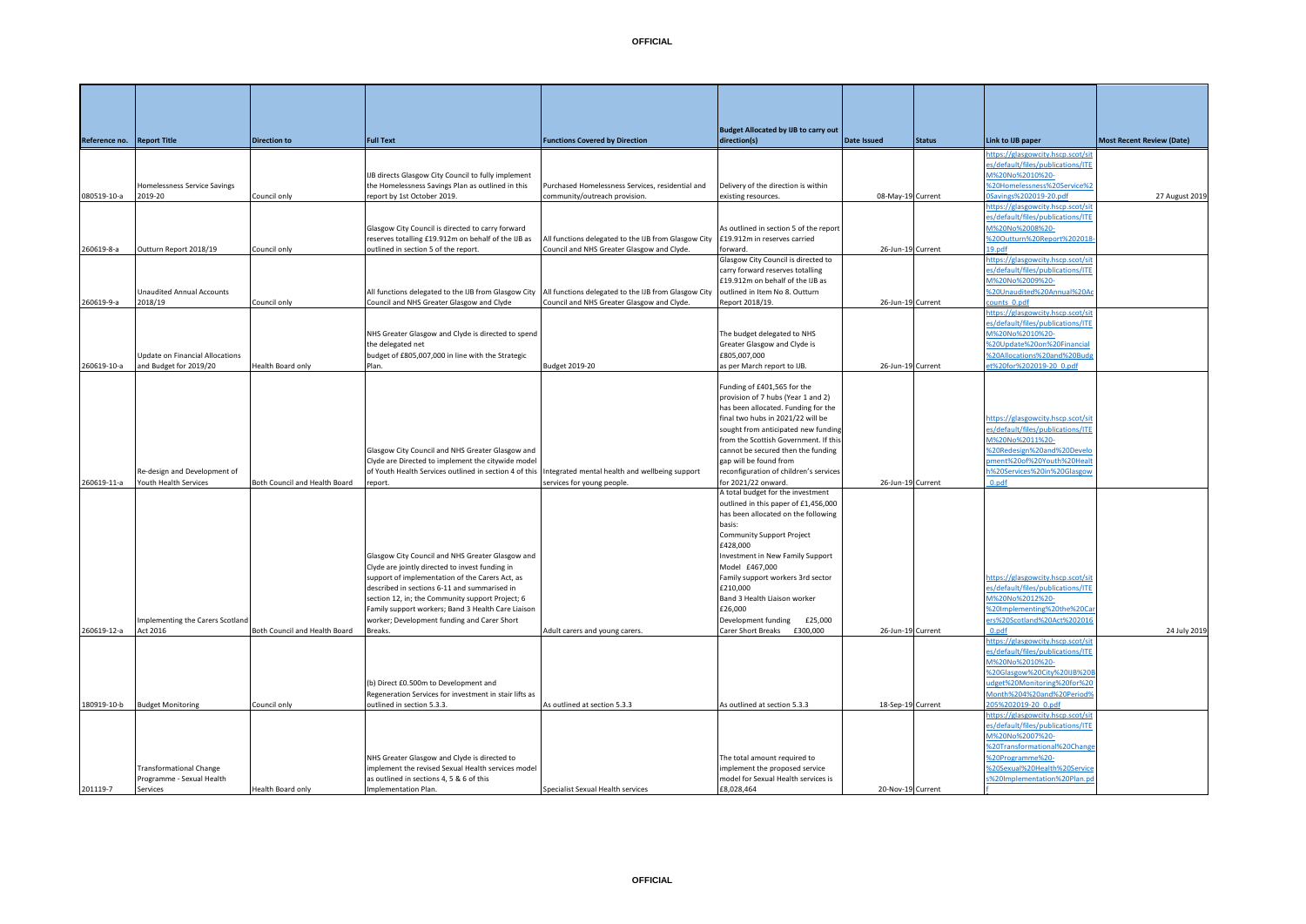| Reference no. | Report Title | Direction to | Full Text | Functions Covered by Direction | Budget Allocated by IJB to carry out direction(s) | Date Issued | Status | Link to IJB paper | Most Recent Review (Date) |
|---|---|---|---|---|---|---|---|---|---|
| 080519-10-a | Homelessness Service Savings 2019-20 | Council only | IJB directs Glasgow City Council to fully implement the Homelessness Savings Plan as outlined in this report by 1st October 2019. | Purchased Homelessness Services, residential and community/outreach provision. | Delivery of the direction is within existing resources. | 08-May-19 | Current | https://glasgowcity.hscp.scot/sites/default/files/publications/ITEM%20No%2010%20-%20Homelessness%20Service%20Savings%202019-20.pdf | 27 August 2019 |
| 260619-8-a | Outturn Report 2018/19 | Council only | Glasgow City Council is directed to carry forward reserves totalling £19.912m on behalf of the IJB as outlined in section 5 of the report. | All functions delegated to the IJB from Glasgow City Council and NHS Greater Glasgow and Clyde. | As outlined in section 5 of the report £19.912m in reserves carried forward. | 26-Jun-19 | Current | https://glasgowcity.hscp.scot/sites/default/files/publications/ITEM%20No%2008%20-%20Outturn%20Report%202018-19.pdf | |
| 260619-9-a | Unaudited Annual Accounts 2018/19 | Council only | All functions delegated to the IJB from Glasgow City Council and NHS Greater Glasgow and Clyde | All functions delegated to the IJB from Glasgow City Council and NHS Greater Glasgow and Clyde. | Glasgow City Council is directed to carry forward reserves totalling £19.912m on behalf of the IJB as outlined in Item No 8. Outturn Report 2018/19. | 26-Jun-19 | Current | https://glasgowcity.hscp.scot/sites/default/files/publications/ITEM%20No%2009%20-%20Unaudited%20Annual%20Accounts_0.pdf | |
| 260619-10-a | Update on Financial Allocations and Budget for 2019/20 | Health Board only | NHS Greater Glasgow and Clyde is directed to spend the delegated net budget of £805,007,000 in line with the Strategic Plan. | Budget 2019-20 | The budget delegated to NHS Greater Glasgow and Clyde is £805,007,000 as per March report to IJB. | 26-Jun-19 | Current | https://glasgowcity.hscp.scot/sites/default/files/publications/ITEM%20No%2010%20-%20Update%20on%20Financial%20Allocations%20and%20Budget%20for%202019-20_0.pdf | |
| 260619-11-a | Re-design and Development of Youth Health Services | Both Council and Health Board | Glasgow City Council and NHS Greater Glasgow and Clyde are Directed to implement the citywide model of Youth Health Services outlined in section 4 of this report. | Integrated mental health and wellbeing support services for young people. | Funding of £401,565 for the provision of 7 hubs (Year 1 and 2) has been allocated. Funding for the final two hubs in 2021/22 will be sought from anticipated new funding from the Scottish Government. If this cannot be secured then the funding gap will be found from reconfiguration of children's services for 2021/22 onward. | 26-Jun-19 | Current | https://glasgowcity.hscp.scot/sites/default/files/publications/ITEM%20No%2011%20-%20Redesign%20and%20Development%20of%20Youth%20Health%20Services%20in%20Glasgow_0.pdf | |
| 260619-12-a | Implementing the Carers Scotland Act 2016 | Both Council and Health Board | Glasgow City Council and NHS Greater Glasgow and Clyde are jointly directed to invest funding in support of implementation of the Carers Act, as described in sections 6-11 and summarised in section 12, in; the Community support Project; 6 Family support workers; Band 3 Health Care Liaison worker; Development funding and Carer Short Breaks. | Adult carers and young carers. | A total budget for the investment outlined in this paper of £1,456,000 has been allocated on the following basis: Community Support Project £428,000 Investment in New Family Support Model £467,000 Family support workers 3rd sector £210,000 Band 3 Health Liaison worker £26,000 Development funding £25,000 Carer Short Breaks £300,000 | 26-Jun-19 | Current | https://glasgowcity.hscp.scot/sites/default/files/publications/ITEM%20No%2012%20-%20Implementing%20the%20Carers%20Scotland%20Act%202016_0.pdf | 24 July 2019 |
| 180919-10-b | Budget Monitoring | Council only | (b) Direct £0.500m to Development and Regeneration Services for investment in stair lifts as outlined in section 5.3.3. | As outlined at section 5.3.3 | As outlined at section 5.3.3 | 18-Sep-19 | Current | https://glasgowcity.hscp.scot/sites/default/files/publications/ITEM%20No%2010%20-%20Glasgow%20City%20IJB%20Budget%20Monitoring%20for%20Month%204%20and%20Period%205%202019-20_0.pdf | |
| 201119-7 | Transformational Change Programme - Sexual Health Services | Health Board only | NHS Greater Glasgow and Clyde is directed to implement the revised Sexual Health services model as outlined in sections 4, 5 & 6 of this Implementation Plan. | Specialist Sexual Health services | The total amount required to implement the proposed service model for Sexual Health services is £8,028,464 | 20-Nov-19 | Current | https://glasgowcity.hscp.scot/sites/default/files/publications/ITEM%20No%2007%20-%20Transformational%20Change%20Programme%20-%20Sexual%20Health%20Services%20Implementation%20Plan.pdf | |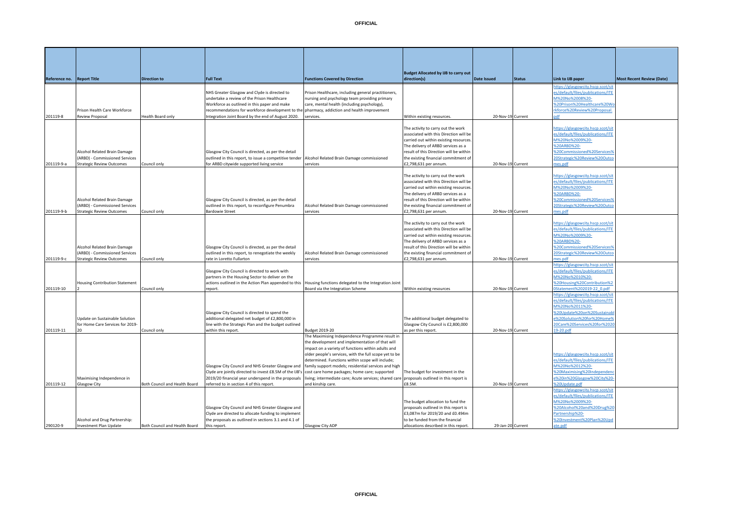| Reference no. | Report Title | Direction to | Full Text | Functions Covered by Direction | Budget Allocated by IJB to carry out direction(s) | Date Issued | Status | Link to IJB paper | Most Recent Review (Date) |
|---|---|---|---|---|---|---|---|---|---|
| 201119-8 | Prison Health Care Workforce Review Proposal | Health Board only | NHS Greater Glasgow and Clyde is directed to undertake a review of the Prison Healthcare Workforce as outlined in this paper and make recommendations for workforce development to the Integration Joint Board by the end of August 2020. | Prison Healthcare, including general practitioners, nursing and psychology team providing primary care, mental health (including psychology), pharmacy, addiction and health improvement services. | Within existing resources. | 20-Nov-19 | Current | https://glasgowcity.hscp.scot/sites/default/files/publications/ITEM%20No%2008%20-%20Prison%20Healthcare%20Workforce%20Review%20Proposal.pdf | |
| 201119-9-a | Alcohol Related Brain Damage (ARBD) - Commissioned Services Strategic Review Outcomes | Council only | Glasgow City Council is directed, as per the detail outlined in this report, to issue a competitive tender for ARBD citywide supported living service | Alcohol Related Brain Damage commissioned services | The activity to carry out the work associated with this Direction will be carried out within existing resources. The delivery of ARBD services as a result of this Direction will be within the existing financial commitment of £2,798,631 per annum. | 20-Nov-19 | Current | https://glasgowcity.hscp.scot/sites/default/files/publications/ITEM%20No%2009%20-%20ARBD%20-%20Commissioned%20Services%20Strategic%20Review%20Outcomes.pdf | |
| 201119-9-b | Alcohol Related Brain Damage (ARBD) - Commissioned Services Strategic Review Outcomes | Council only | Glasgow City Council is directed, as per the detail outlined in this report, to reconfigure Penumbra Bardowie Street | Alcohol Related Brain Damage commissioned services | The activity to carry out the work associated with this Direction will be carried out within existing resources. The delivery of ARBD services as a result of this Direction will be within the existing financial commitment of £2,798,631 per annum. | 20-Nov-19 | Current | https://glasgowcity.hscp.scot/sites/default/files/publications/ITEM%20No%2009%20-%20ARBD%20-%20Commissioned%20Services%20Strategic%20Review%20Outcomes.pdf | |
| 201119-9-c | Alcohol Related Brain Damage (ARBD) - Commissioned Services Strategic Review Outcomes | Council only | Glasgow City Council is directed, as per the detail outlined in this report, to renegotiate the weekly rate in Loretto Fullarton | Alcohol Related Brain Damage commissioned services | The activity to carry out the work associated with this Direction will be carried out within existing resources. The delivery of ARBD services as a result of this Direction will be within the existing financial commitment of £2,798,631 per annum. | 20-Nov-19 | Current | https://glasgowcity.hscp.scot/sites/default/files/publications/ITEM%20No%2009%20-%20ARBD%20-%20Commissioned%20Services%20Strategic%20Review%20Outcomes.pdf | |
| 201119-10 | Housing Contribution Statement 2 | Council only | Glasgow City Council is directed to work with partners in the Housing Sector to deliver on the actions outlined in the Action Plan appended to this report. | Housing functions delegated to the Integration Joint Board via the Integration Scheme | Within existing resources | 20-Nov-19 | Current | https://glasgowcity.hscp.scot/sites/default/files/publications/ITEM%20No%2010%20-%20Housing%20Contribution%20Statement%202019-22_0.pdf | |
| 201119-11 | Update on Sustainable Solution for Home Care Services for 2019-20 | Council only | Glasgow City Council is directed to spend the additional delegated net budget of £2,800,000 in line with the Strategic Plan and the budget outlined within this report. | Budget 2019-20 | The additional budget delegated to Glasgow City Council is £2,800,000 as per this report. | 20-Nov-19 | Current | https://glasgowcity.hscp.scot/sites/default/files/publications/ITEM%20No%2011%20-%20Update%20on%20Sustainable%20Solution%20for%20Home%20Care%20Services%20for%202019-20.pdf | |
| 201119-12 | Maximising Independence in Glasgow City | Both Council and Health Board | Glasgow City Council and NHS Greater Glasgow and Clyde are jointly directed to invest £8.5M of the IJB's 2019/20 financial year underspend in the proposals referred to in section 4 of this report. | The Maximising Independence Programme result in the development and implementation of that will impact on a variety of functions within adults and older people's services, with the full scope yet to be determined. Functions within scope will include; family support models; residential services and high cost care home packages; home care; supported living; intermediate care; Acute services; shared care and kinship care. | The budget for investment in the proposals outlined in this report is £8.5M. | 20-Nov-19 | Current | https://glasgowcity.hscp.scot/sites/default/files/publications/ITEM%20No%2012%20-%20Maximising%20Independence%20in%20Glasgow%20City%20-%20Update.pdf | |
| 290120-9 | Alcohol and Drug Partnership: Investment Plan Update | Both Council and Health Board | Glasgow City Council and NHS Greater Glasgow and Clyde are directed to allocate funding to implement the proposals as outlined in sections 3.1 and 4.1 of this report. | Glasgow City ADP | The budget allocation to fund the proposals outlined in this report is £3,087m for 2019/20 and £0.494m to be funded from the financial allocations described in this report. | 29-Jan-20 | Current | https://glasgowcity.hscp.scot/sites/default/files/publications/ITEM%20No%2009%20-%20Alcohol%20and%20Drug%20Partnership%20-%20Investment%20Plan%20Update.pdf | |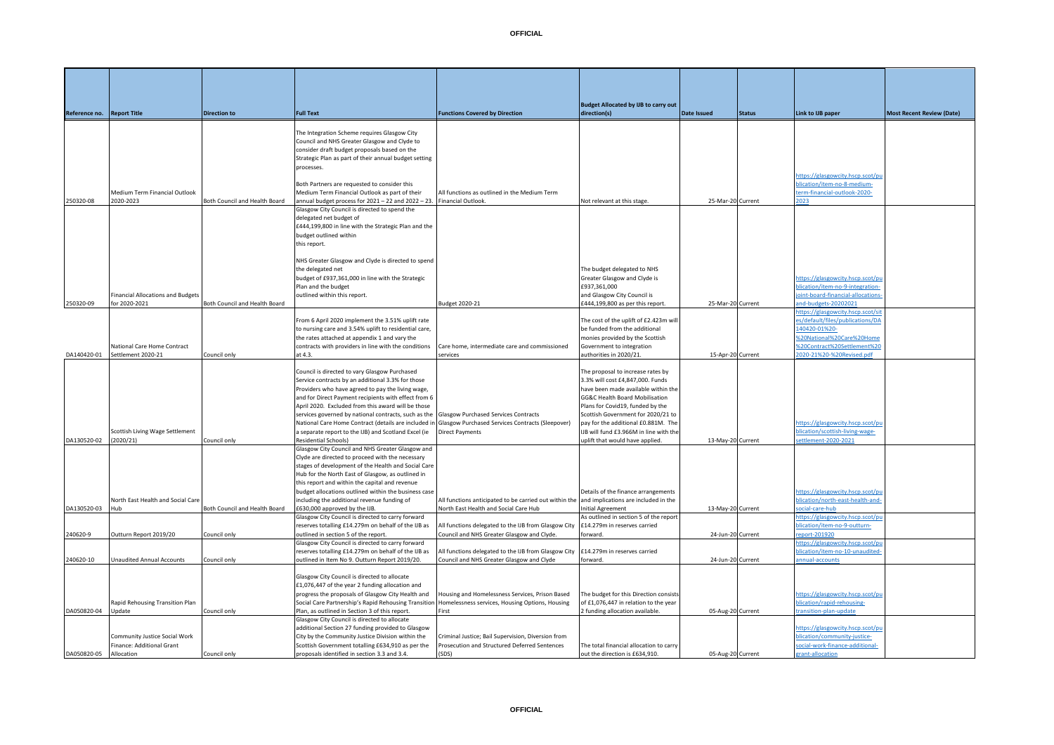| Reference no. | Report Title | Direction to | Full Text | Functions Covered by Direction | Budget Allocated by IJB to carry out direction(s) | Date Issued | Status | Link to IJB paper | Most Recent Review (Date) |
|---|---|---|---|---|---|---|---|---|---|
| 250320-08 | Medium Term Financial Outlook 2020-2023 | Both Council and Health Board | The Integration Scheme requires Glasgow City Council and NHS Greater Glasgow and Clyde to consider draft budget proposals based on the Strategic Plan as part of their annual budget setting processes.<br><br>Both Partners are requested to consider this Medium Term Financial Outlook as part of their annual budget process for 2021 – 22 and 2022 – 23. | All functions as outlined in the Medium Term Financial Outlook. | Not relevant at this stage. | 25-Mar-20 | Current | https://glasgowcity.hscp.scot/publication/item-no-8-medium-term-financial-outlook-2020-2023 | |
| 250320-09 | Financial Allocations and Budgets for 2020-2021 | Both Council and Health Board | Glasgow City Council is directed to spend the delegated net budget of £444,199,800 in line with the Strategic Plan and the budget outlined within this report.<br><br>NHS Greater Glasgow and Clyde is directed to spend the delegated net budget of £937,361,000 in line with the Strategic Plan and the budget outlined within this report. | Budget 2020-21 | The budget delegated to NHS Greater Glasgow and Clyde is £937,361,000 and Glasgow City Council is £444,199,800 as per this report. | 25-Mar-20 | Current | https://glasgowcity.hscp.scot/publication/item-no-9-integration-joint-board-financial-allocations-and-budgets-20202021 | |
| DA140420-01 | National Care Home Contract Settlement 2020-21 | Council only | From 6 April 2020 implement the 3.51% uplift rate to nursing care and 3.54% uplift to residential care, the rates attached at appendix 1 and vary the contracts with providers in line with the conditions at 4.3. | Care home, intermediate care and commissioned services | The cost of the uplift of £2.423m will be funded from the additional monies provided by the Scottish Government to integration authorities in 2020/21. | 15-Apr-20 | Current | https://glasgowcity.hscp.scot/sites/default/files/publications/DA140420-01%20-%20National%20Care%20Home%20Contract%20Settlement%202020-21%20-%20Revised.pdf | |
| DA130520-02 | Scottish Living Wage Settlement (2020/21) | Council only | Council is directed to vary Glasgow Purchased Service contracts by an additional 3.3% for those Providers who have agreed to pay the living wage, and for Direct Payment recipients with effect from 6 April 2020. Excluded from this award will be those services governed by national contracts, such as the National Care Home Contract (details are included in a separate report to the IJB) and Scotland Excel (ie Residential Schools) | Glasgow Purchased Services Contracts<br>Glasgow Purchased Services Contracts (Sleepover)<br>Direct Payments | The proposal to increase rates by 3.3% will cost £4,847,000. Funds have been made available within the GG&C Health Board Mobilisation Plans for Covid19, funded by the Scottish Government for 2020/21 to pay for the additional £0.881M. The IJB will fund £3.966M in line with the uplift that would have applied. | 13-May-20 | Current | https://glasgowcity.hscp.scot/publication/scottish-living-wage-settlement-2020-2021 | |
| DA130520-03 | North East Health and Social Care Hub | Both Council and Health Board | Glasgow City Council and NHS Greater Glasgow and Clyde are directed to proceed with the necessary stages of development of the Health and Social Care Hub for the North East of Glasgow, as outlined in this report and within the capital and revenue budget allocations outlined within the business case including the additional revenue funding of £630,000 approved by the IJB. | All functions anticipated to be carried out within the North East Health and Social Care Hub | Details of the finance arrangements and implications are included in the Initial Agreement | 13-May-20 | Current | https://glasgowcity.hscp.scot/publication/north-east-health-and-social-care-hub | |
| 240620-9 | Outturn Report 2019/20 | Council only | Glasgow City Council is directed to carry forward reserves totalling £14.279m on behalf of the IJB as outlined in section 5 of the report. | All functions delegated to the IJB from Glasgow City Council and NHS Greater Glasgow and Clyde. | As outlined in section 5 of the report £14.279m in reserves carried forward. | 24-Jun-20 | Current | https://glasgowcity.hscp.scot/publication/item-no-9-outturn-report-201920 | |
| 240620-10 | Unaudited Annual Accounts | Council only | Glasgow City Council is directed to carry forward reserves totalling £14.279m on behalf of the IJB as outlined in Item No 9. Outturn Report 2019/20. | All functions delegated to the IJB from Glasgow City Council and NHS Greater Glasgow and Clyde | £14.279m in reserves carried forward. | 24-Jun-20 | Current | https://glasgowcity.hscp.scot/publication/item-no-10-unaudited-annual-accounts | |
| DA050820-04 | Rapid Rehousing Transition Plan Update | Council only | Glasgow City Council is directed to allocate £1,076,447 of the year 2 funding allocation and progress the proposals of Glasgow City Health and Social Care Partnership's Rapid Rehousing Transition Plan, as outlined in Section 3 of this report. | Housing and Homelessness Services, Prison Based Homelessness services, Housing Options, Housing First | The budget for this Direction consists of £1,076,447 in relation to the year 2 funding allocation available. | 05-Aug-20 | Current | https://glasgowcity.hscp.scot/publication/rapid-rehousing-transition-plan-update | |
| DA050820-05 | Community Justice Social Work Finance: Additional Grant Allocation | Council only | Glasgow City Council is directed to allocate additional Section 27 funding provided to Glasgow City by the Community Justice Division within the Scottish Government totalling £634,910 as per the proposals identified in section 3.3 and 3.4. | Criminal Justice; Bail Supervision, Diversion from Prosecution and Structured Deferred Sentences (SDS) | The total financial allocation to carry out the direction is £634,910. | 05-Aug-20 | Current | https://glasgowcity.hscp.scot/publication/community-justice-social-work-finance-additional-grant-allocation | |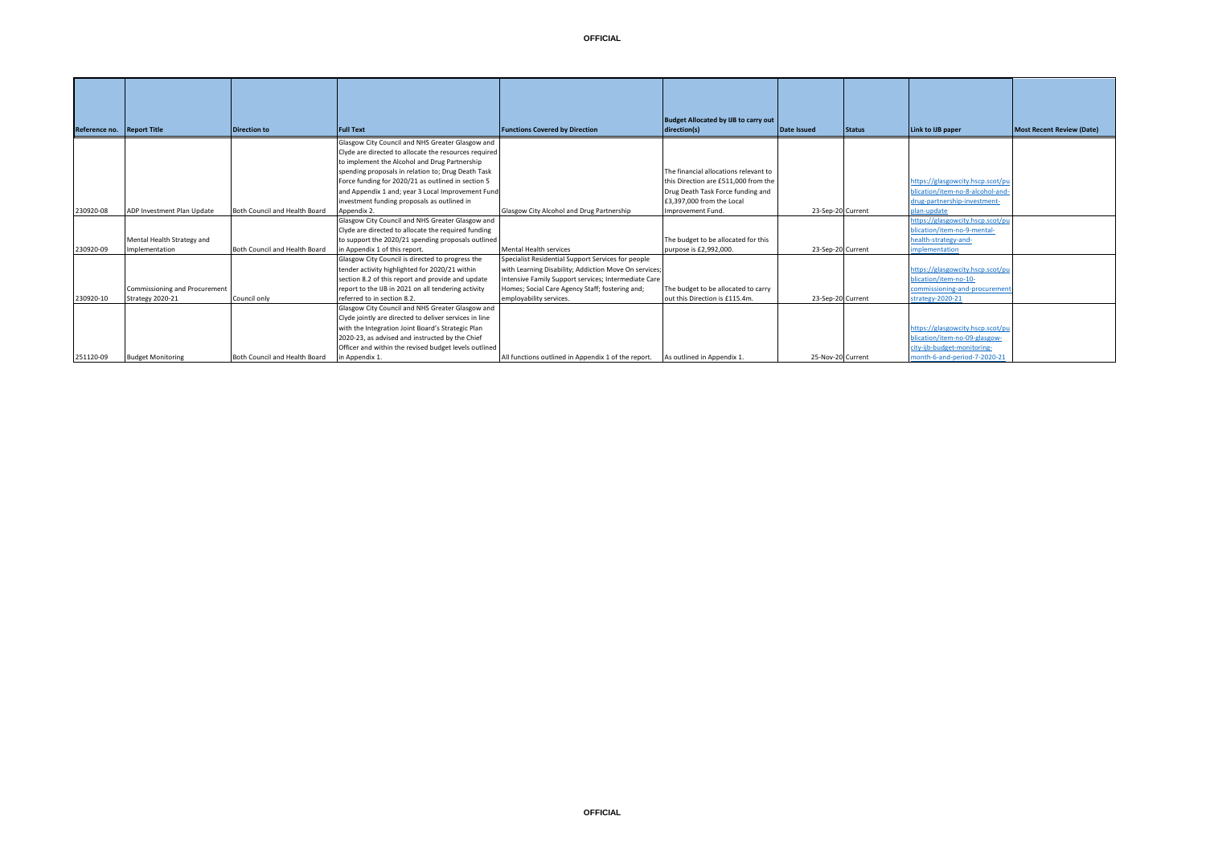| Reference no. | Report Title | Direction to | Full Text | Functions Covered by Direction | Budget Allocated by IJB to carry out direction(s) | Date Issued | Status | Link to IJB paper | Most Recent Review (Date) |
|---|---|---|---|---|---|---|---|---|---|
| 230920-08 | ADP Investment Plan Update | Both Council and Health Board | Glasgow City Council and NHS Greater Glasgow and Clyde are directed to allocate the resources required to implement the Alcohol and Drug Partnership spending proposals in relation to; Drug Death Task Force funding for 2020/21 as outlined in section 5 and Appendix 1 and; year 3 Local Improvement Fund investment funding proposals as outlined in Appendix 2. | Glasgow City Alcohol and Drug Partnership | The financial allocations relevant to this Direction are £511,000 from the Drug Death Task Force funding and £3,397,000 from the Local Improvement Fund. | 23-Sep-20 | Current | https://glasgowcity.hscp.scot/publication/item-no-8-alcohol-and-drug-partnership-investment-plan-update | |
| 230920-09 | Mental Health Strategy and Implementation | Both Council and Health Board | Glasgow City Council and NHS Greater Glasgow and Clyde are directed to allocate the required funding to support the 2020/21 spending proposals outlined in Appendix 1 of this report. | Mental Health services | The budget to be allocated for this purpose is £2,992,000. | 23-Sep-20 | Current | https://glasgowcity.hscp.scot/publication/item-no-9-mental-health-strategy-and-implementation | |
| 230920-10 | Commissioning and Procurement Strategy 2020-21 | Council only | Glasgow City Council is directed to progress the tender activity highlighted for 2020/21 within section 8.2 of this report and provide and update report to the IJB in 2021 on all tendering activity referred to in section 8.2. | Specialist Residential Support Services for people with Learning Disability; Addiction Move On services; Intensive Family Support services; Intermediate Care Homes; Social Care Agency Staff; fostering and; employability services. | The budget to be allocated to carry out this Direction is £115.4m. | 23-Sep-20 | Current | https://glasgowcity.hscp.scot/publication/item-no-10-commissioning-and-procurement-strategy-2020-21 | |
| 251120-09 | Budget Monitoring | Both Council and Health Board | Glasgow City Council and NHS Greater Glasgow and Clyde jointly are directed to deliver services in line with the Integration Joint Board's Strategic Plan 2020-23, as advised and instructed by the Chief Officer and within the revised budget levels outlined in Appendix 1. | All functions outlined in Appendix 1 of the report. | As outlined in Appendix 1. | 25-Nov-20 | Current | https://glasgowcity.hscp.scot/publication/item-no-09-glasgow-city-ijb-budget-monitoring-month-6-and-period-7-2020-21 | |